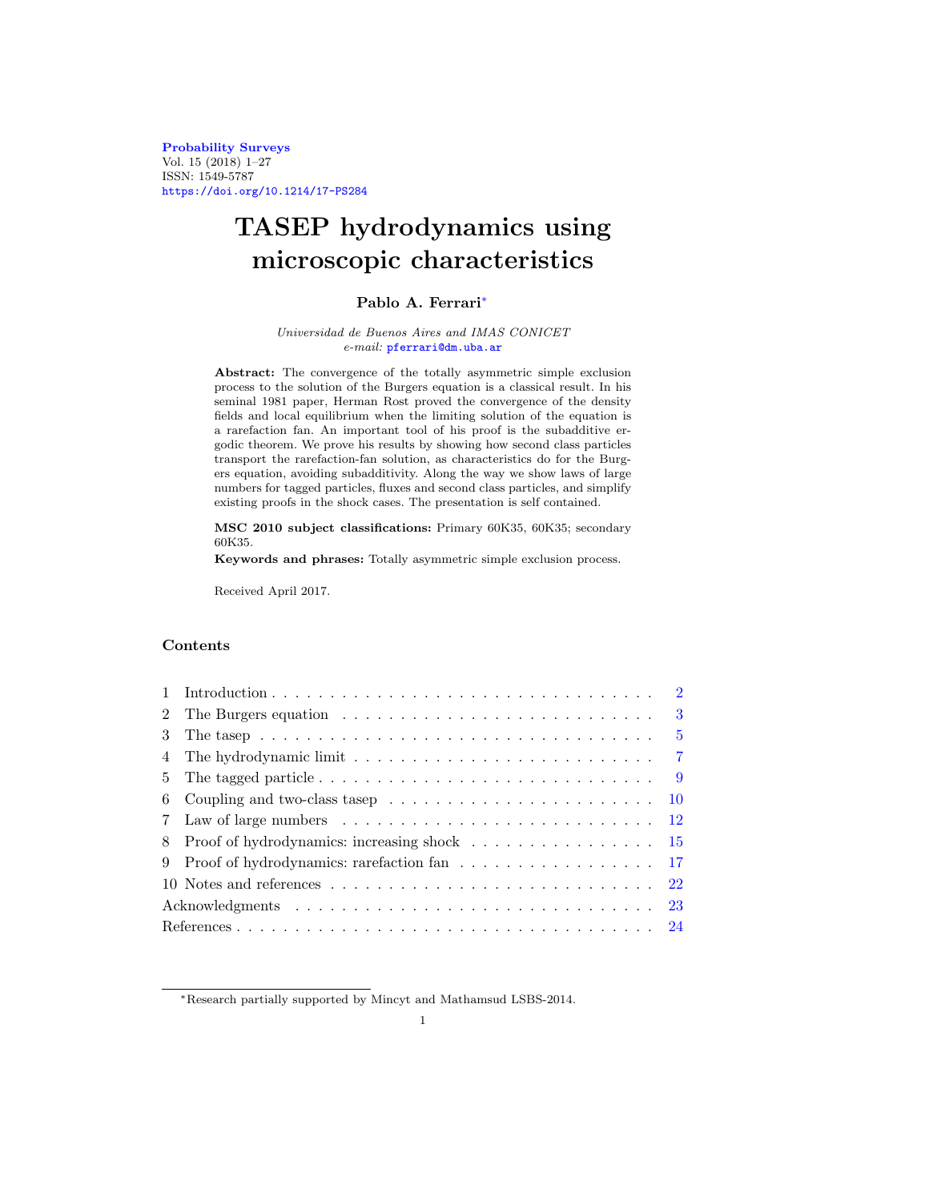Probability Surveys
Vol. 15 (2018) 1–27
ISSN: 1549-5787
https://doi.org/10.1214/17-PS284

# TASEP hydrodynamics using microscopic characteristics

**Pablo A. Ferrari***

*Universidad de Buenos Aires and IMAS CONICET*
*e-mail:* pferrari@dm.uba.ar

**Abstract:** The convergence of the totally asymmetric simple exclusion process to the solution of the Burgers equation is a classical result. In his seminal 1981 paper, Herman Rost proved the convergence of the density fields and local equilibrium when the limiting solution of the equation is a rarefaction fan. An important tool of his proof is the subadditive ergodic theorem. We prove his results by showing how second class particles transport the rarefaction-fan solution, as characteristics do for the Burgers equation, avoiding subadditivity. Along the way we show laws of large numbers for tagged particles, fluxes and second class particles, and simplify existing proofs in the shock cases. The presentation is self contained.

**MSC 2010 subject classifications:** Primary 60K35, 60K35; secondary 60K35.

**Keywords and phrases:** Totally asymmetric simple exclusion process.

Received April 2017.

## Contents

| | | |
|---|---|---|
| 1 | Introduction | 2 |
| 2 | The Burgers equation | 3 |
| 3 | The tasep | 5 |
| 4 | The hydrodynamic limit | 7 |
| 5 | The tagged particle | 9 |
| 6 | Coupling and two-class tasep | 10 |
| 7 | Law of large numbers | 12 |
| 8 | Proof of hydrodynamics: increasing shock | 15 |
| 9 | Proof of hydrodynamics: rarefaction fan | 17 |
| 10 | Notes and references | 22 |
| | Acknowledgments | 23 |
| | References | 24 |

*Research partially supported by Mincyt and Mathamsud LSBS-2014.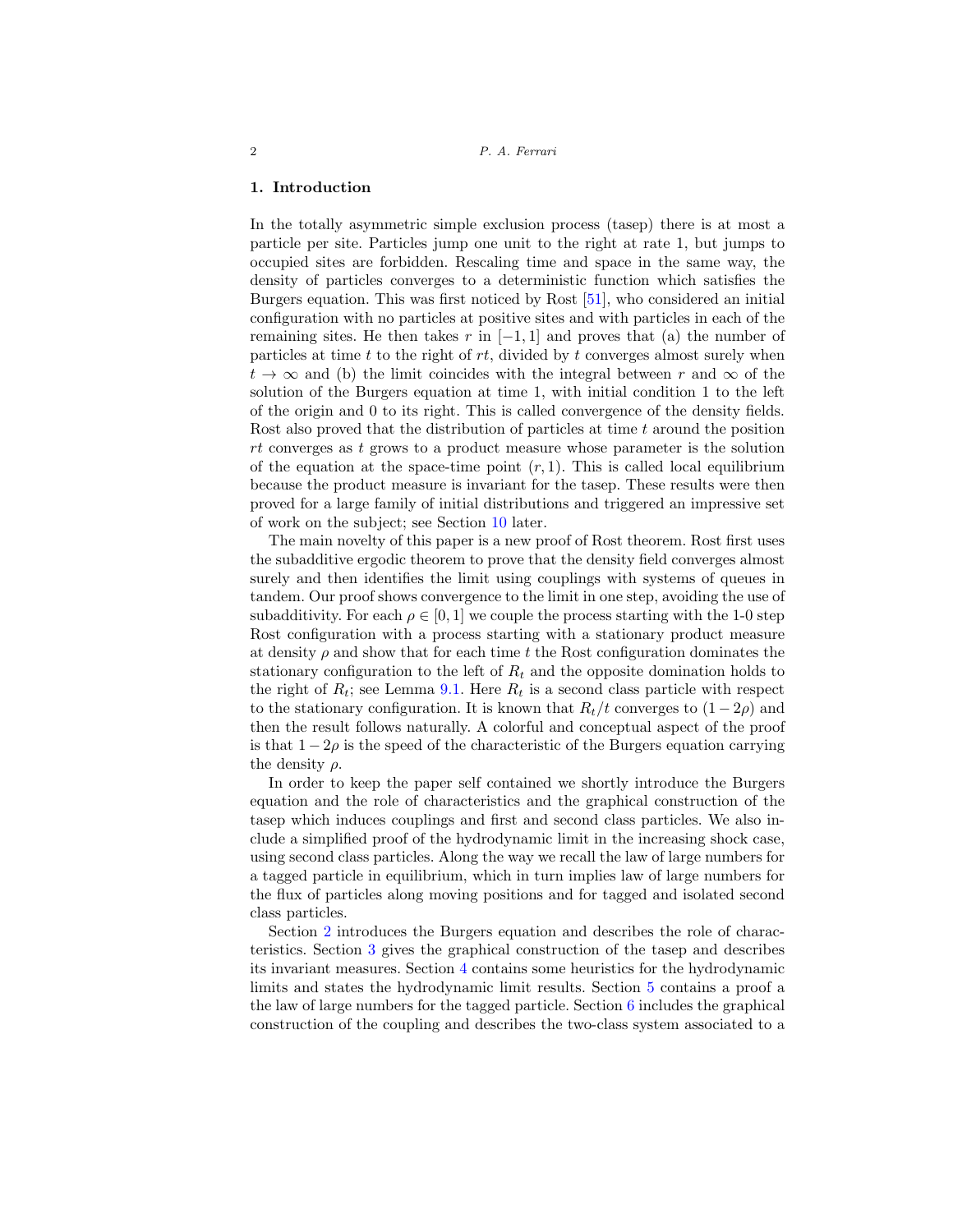## 1. Introduction

In the totally asymmetric simple exclusion process (tasep) there is at most a particle per site. Particles jump one unit to the right at rate 1, but jumps to occupied sites are forbidden. Rescaling time and space in the same way, the density of particles converges to a deterministic function which satisfies the Burgers equation. This was first noticed by Rost [51], who considered an initial configuration with no particles at positive sites and with particles in each of the remaining sites. He then takes $r$ in $[-1, 1]$ and proves that (a) the number of particles at time $t$ to the right of $rt$, divided by $t$ converges almost surely when $t \to \infty$ and (b) the limit coincides with the integral between $r$ and $\infty$ of the solution of the Burgers equation at time 1, with initial condition 1 to the left of the origin and 0 to its right. This is called convergence of the density fields. Rost also proved that the distribution of particles at time $t$ around the position $rt$ converges as $t$ grows to a product measure whose parameter is the solution of the equation at the space-time point $(r, 1)$. This is called local equilibrium because the product measure is invariant for the tasep. These results were then proved for a large family of initial distributions and triggered an impressive set of work on the subject; see Section 10 later.

The main novelty of this paper is a new proof of Rost theorem. Rost first uses the subadditive ergodic theorem to prove that the density field converges almost surely and then identifies the limit using couplings with systems of queues in tandem. Our proof shows convergence to the limit in one step, avoiding the use of subadditivity. For each $\rho \in [0, 1]$ we couple the process starting with the 1-0 step Rost configuration with a process starting with a stationary product measure at density $\rho$ and show that for each time $t$ the Rost configuration dominates the stationary configuration to the left of $R_t$ and the opposite domination holds to the right of $R_t$; see Lemma 9.1. Here $R_t$ is a second class particle with respect to the stationary configuration. It is known that $R_t/t$ converges to $(1 - 2\rho)$ and then the result follows naturally. A colorful and conceptual aspect of the proof is that $1 - 2\rho$ is the speed of the characteristic of the Burgers equation carrying the density $\rho$.

In order to keep the paper self contained we shortly introduce the Burgers equation and the role of characteristics and the graphical construction of the tasep which induces couplings and first and second class particles. We also include a simplified proof of the hydrodynamic limit in the increasing shock case, using second class particles. Along the way we recall the law of large numbers for a tagged particle in equilibrium, which in turn implies law of large numbers for the flux of particles along moving positions and for tagged and isolated second class particles.

Section 2 introduces the Burgers equation and describes the role of characteristics. Section 3 gives the graphical construction of the tasep and describes its invariant measures. Section 4 contains some heuristics for the hydrodynamic limits and states the hydrodynamic limit results. Section 5 contains a proof a the law of large numbers for the tagged particle. Section 6 includes the graphical construction of the coupling and describes the two-class system associated to a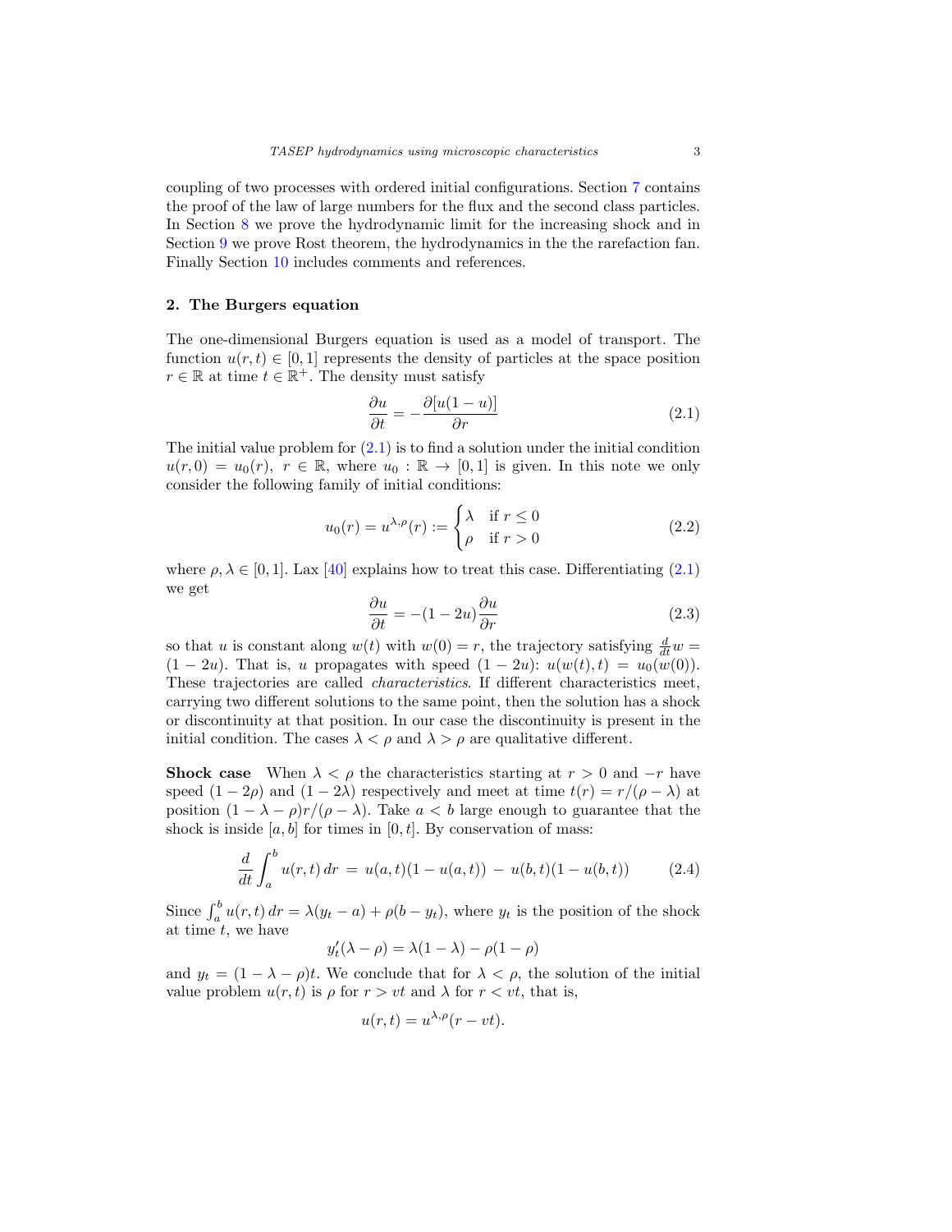coupling of two processes with ordered initial configurations. Section 7 contains the proof of the law of large numbers for the flux and the second class particles. In Section 8 we prove the hydrodynamic limit for the increasing shock and in Section 9 we prove Rost theorem, the hydrodynamics in the the rarefaction fan. Finally Section 10 includes comments and references.

## 2. The Burgers equation

The one-dimensional Burgers equation is used as a model of transport. The function $u(r,t) \in [0,1]$ represents the density of particles at the space position $r \in \mathbb{R}$ at time $t \in \mathbb{R}^+$. The density must satisfy

$$\frac{\partial u}{\partial t} = -\frac{\partial [u(1-u)]}{\partial r} \tag{2.1}$$

The initial value problem for (2.1) is to find a solution under the initial condition $u(r,0) = u_0(r)$, $r \in \mathbb{R}$, where $u_0 : \mathbb{R} \to [0,1]$ is given. In this note we only consider the following family of initial conditions:

$$u_0(r) = u^{\lambda,\rho}(r) := \begin{cases} \lambda & \text{if } r \leq 0 \\ \rho & \text{if } r > 0 \end{cases} \tag{2.2}$$

where $\rho, \lambda \in [0,1]$. Lax [40] explains how to treat this case. Differentiating (2.1) we get

$$\frac{\partial u}{\partial t} = -(1-2u)\frac{\partial u}{\partial r} \tag{2.3}$$

so that $u$ is constant along $w(t)$ with $w(0) = r$, the trajectory satisfying $\frac{d}{dt}w = (1-2u)$. That is, $u$ propagates with speed $(1-2u)$: $u(w(t),t) = u_0(w(0))$. These trajectories are called *characteristics*. If different characteristics meet, carrying two different solutions to the same point, then the solution has a shock or discontinuity at that position. In our case the discontinuity is present in the initial condition. The cases $\lambda < \rho$ and $\lambda > \rho$ are qualitative different.

**Shock case** When $\lambda < \rho$ the characteristics starting at $r > 0$ and $-r$ have speed $(1-2\rho)$ and $(1-2\lambda)$ respectively and meet at time $t(r) = r/(\rho - \lambda)$ at position $(1-\lambda-\rho)r/(\rho-\lambda)$. Take $a < b$ large enough to guarantee that the shock is inside $[a,b]$ for times in $[0,t]$. By conservation of mass:

$$\frac{d}{dt}\int_a^b u(r,t)\,dr \;=\; u(a,t)(1-u(a,t)) \;-\; u(b,t)(1-u(b,t)) \tag{2.4}$$

Since $\int_a^b u(r,t)\,dr = \lambda(y_t - a) + \rho(b - y_t)$, where $y_t$ is the position of the shock at time $t$, we have

$$y'_t(\lambda - \rho) = \lambda(1-\lambda) - \rho(1-\rho)$$

and $y_t = (1-\lambda-\rho)t$. We conclude that for $\lambda < \rho$, the solution of the initial value problem $u(r,t)$ is $\rho$ for $r > vt$ and $\lambda$ for $r < vt$, that is,

$$u(r,t) = u^{\lambda,\rho}(r - vt).$$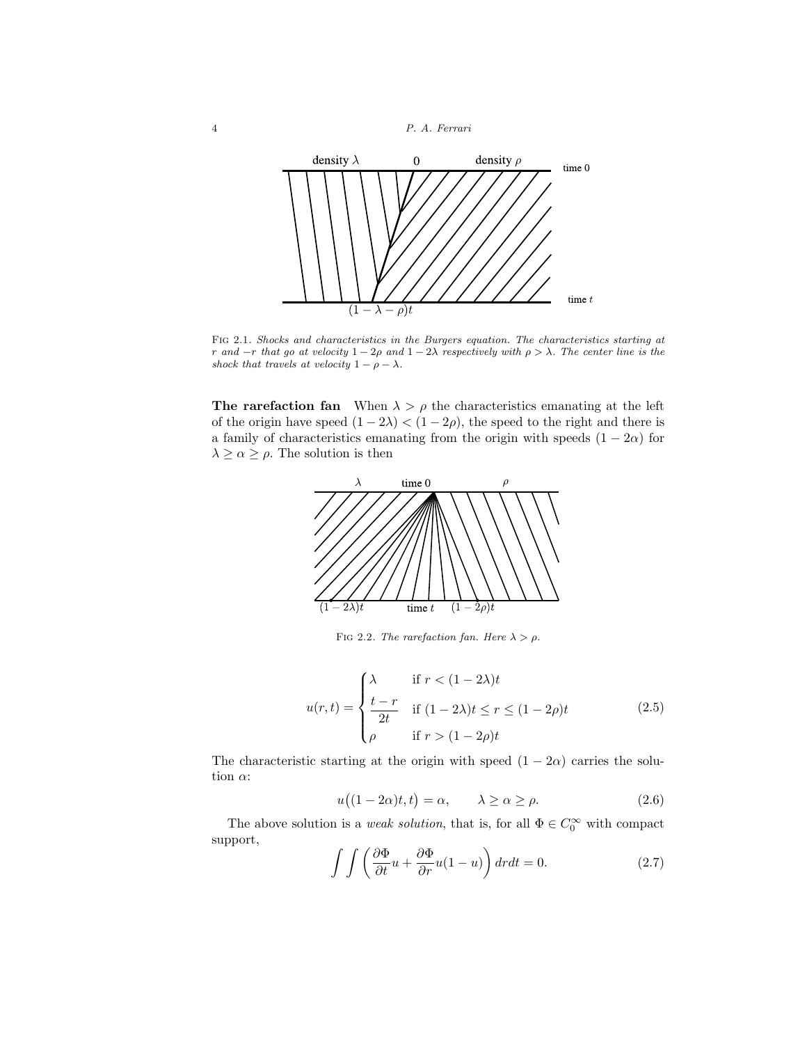FIG 2.1. *Shocks and characteristics in the Burgers equation. The characteristics starting at $r$ and $-r$ that go at velocity $1-2\rho$ and $1-2\lambda$ respectively with $\rho > \lambda$. The center line is the shock that travels at velocity $1-\rho-\lambda$.*

**The rarefaction fan** When $\lambda > \rho$ the characteristics emanating at the left of the origin have speed $(1-2\lambda) < (1-2\rho)$, the speed to the right and there is a family of characteristics emanating from the origin with speeds $(1-2\alpha)$ for $\lambda \geq \alpha \geq \rho$. The solution is then

FIG 2.2. *The rarefaction fan. Here $\lambda > \rho$.*

$$u(r,t) = \begin{cases} \lambda & \text{if } r < (1-2\lambda)t \\ \dfrac{t-r}{2t} & \text{if } (1-2\lambda)t \leq r \leq (1-2\rho)t \\ \rho & \text{if } r > (1-2\rho)t \end{cases} \tag{2.5}$$

The characteristic starting at the origin with speed $(1-2\alpha)$ carries the solution $\alpha$:

$$u\big((1-2\alpha)t, t\big) = \alpha, \qquad \lambda \geq \alpha \geq \rho. \tag{2.6}$$

The above solution is a *weak solution*, that is, for all $\Phi \in C_0^\infty$ with compact support,

$$\int\int \left( \frac{\partial \Phi}{\partial t} u + \frac{\partial \Phi}{\partial r} u(1-u) \right) dr dt = 0. \tag{2.7}$$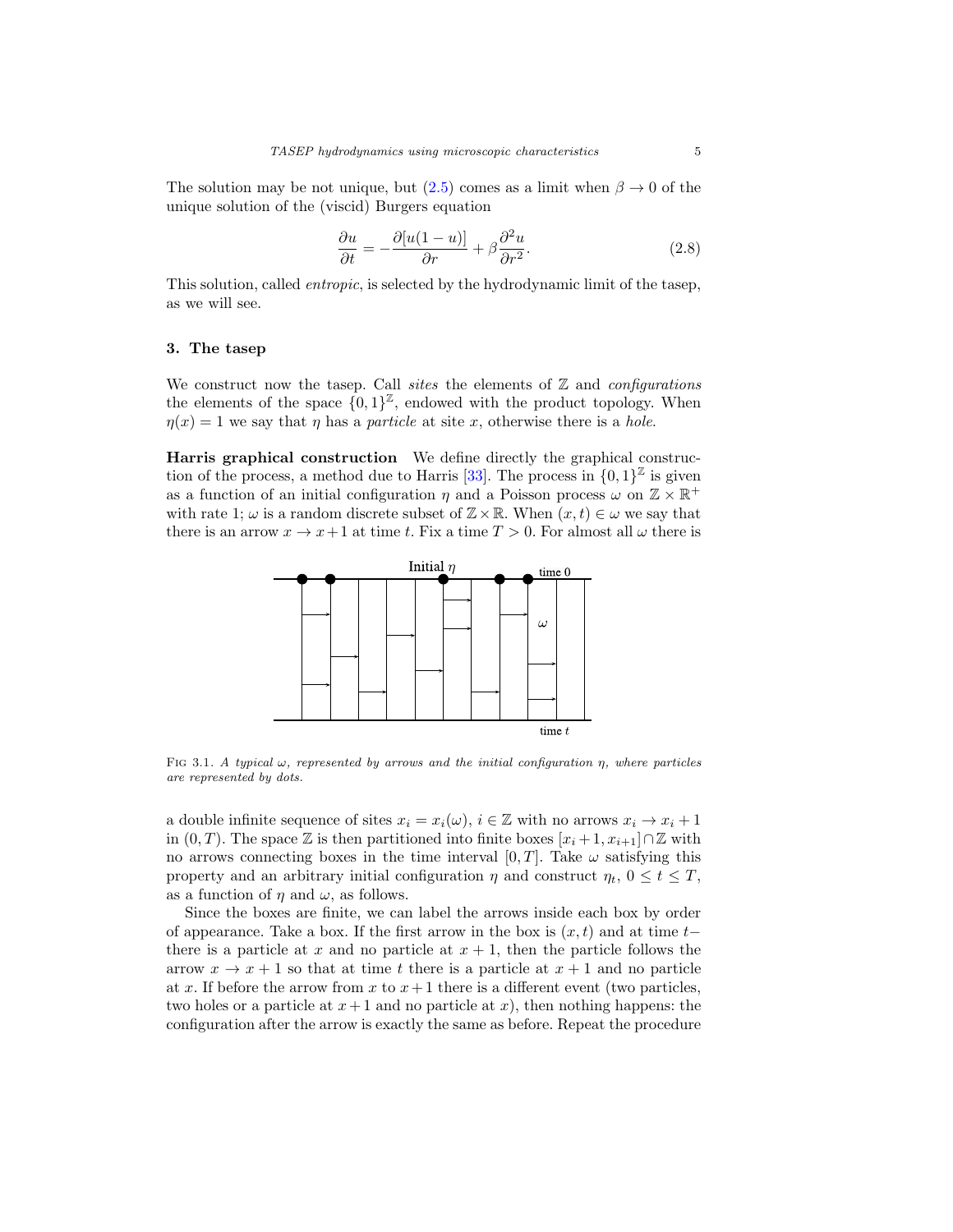The solution may be not unique, but (2.5) comes as a limit when $\beta \to 0$ of the unique solution of the (viscid) Burgers equation

$$\frac{\partial u}{\partial t} = -\frac{\partial [u(1-u)]}{\partial r} + \beta \frac{\partial^2 u}{\partial r^2}. \tag{2.8}$$

This solution, called *entropic*, is selected by the hydrodynamic limit of the tasep, as we will see.

## 3. The tasep

We construct now the tasep. Call *sites* the elements of $\mathbb{Z}$ and *configurations* the elements of the space $\{0,1\}^{\mathbb{Z}}$, endowed with the product topology. When $\eta(x) = 1$ we say that $\eta$ has a *particle* at site $x$, otherwise there is a *hole*.

**Harris graphical construction** We define directly the graphical construction of the process, a method due to Harris [33]. The process in $\{0,1\}^{\mathbb{Z}}$ is given as a function of an initial configuration $\eta$ and a Poisson process $\omega$ on $\mathbb{Z} \times \mathbb{R}^+$ with rate 1; $\omega$ is a random discrete subset of $\mathbb{Z} \times \mathbb{R}$. When $(x,t) \in \omega$ we say that there is an arrow $x \to x+1$ at time $t$. Fix a time $T > 0$. For almost all $\omega$ there is

Fig 3.1. *A typical $\omega$, represented by arrows and the initial configuration $\eta$, where particles are represented by dots.*

a double infinite sequence of sites $x_i = x_i(\omega)$, $i \in \mathbb{Z}$ with no arrows $x_i \to x_i + 1$ in $(0,T)$. The space $\mathbb{Z}$ is then partitioned into finite boxes $[x_i + 1, x_{i+1}] \cap \mathbb{Z}$ with no arrows connecting boxes in the time interval $[0,T]$. Take $\omega$ satisfying this property and an arbitrary initial configuration $\eta$ and construct $\eta_t$, $0 \le t \le T$, as a function of $\eta$ and $\omega$, as follows.

Since the boxes are finite, we can label the arrows inside each box by order of appearance. Take a box. If the first arrow in the box is $(x,t)$ and at time $t-$ there is a particle at $x$ and no particle at $x+1$, then the particle follows the arrow $x \to x+1$ so that at time $t$ there is a particle at $x+1$ and no particle at $x$. If before the arrow from $x$ to $x+1$ there is a different event (two particles, two holes or a particle at $x+1$ and no particle at $x$), then nothing happens: the configuration after the arrow is exactly the same as before. Repeat the procedure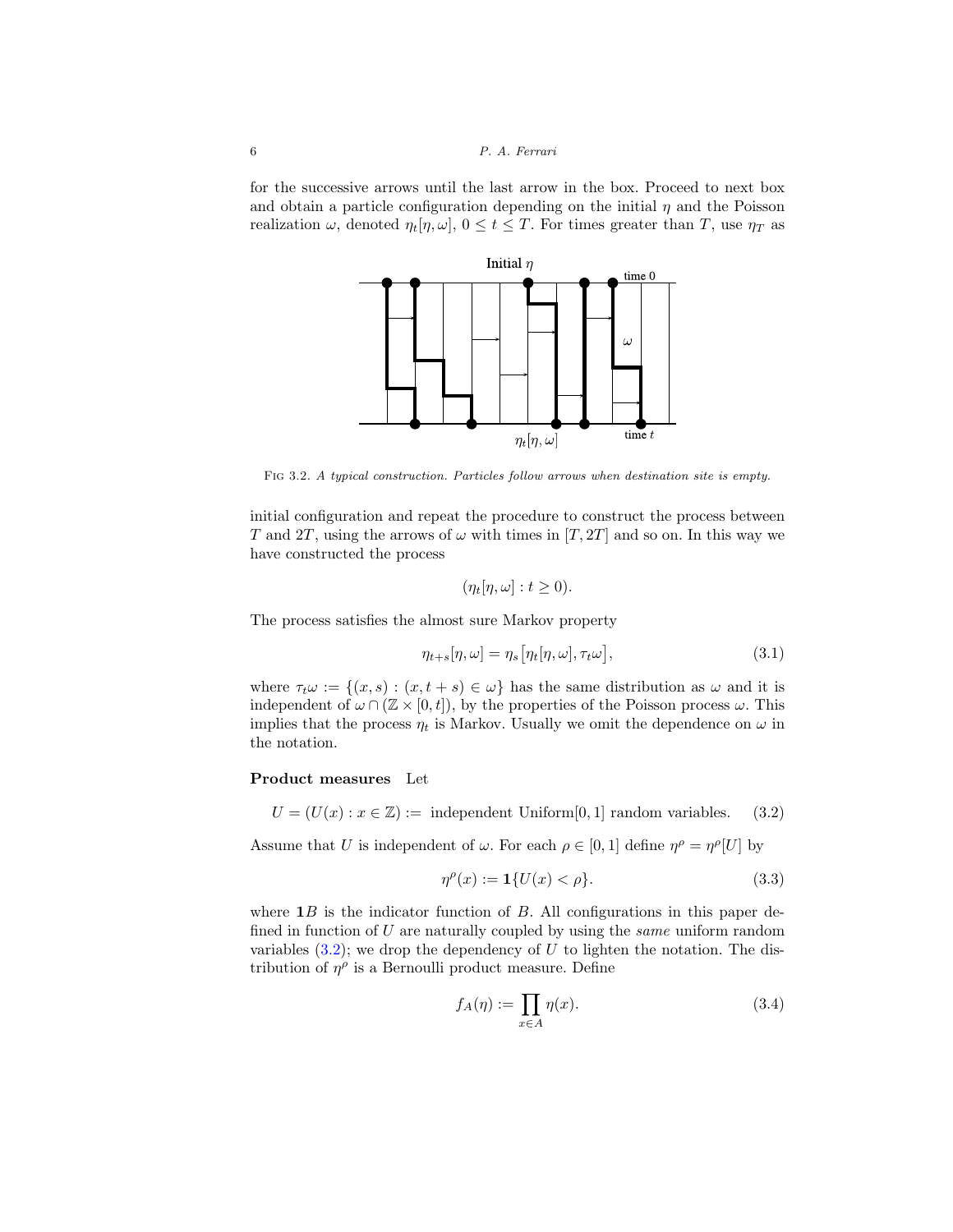for the successive arrows until the last arrow in the box. Proceed to next box and obtain a particle configuration depending on the initial $\eta$ and the Poisson realization $\omega$, denoted $\eta_t[\eta, \omega]$, $0 \le t \le T$. For times greater than $T$, use $\eta_T$ as

FIG 3.2. *A typical construction. Particles follow arrows when destination site is empty.*

initial configuration and repeat the procedure to construct the process between $T$ and $2T$, using the arrows of $\omega$ with times in $[T, 2T]$ and so on. In this way we have constructed the process

$$(\eta_t[\eta, \omega] : t \ge 0).$$

The process satisfies the almost sure Markov property

$$\eta_{t+s}[\eta, \omega] = \eta_s\big[\eta_t[\eta, \omega], \tau_t\omega\big], \tag{3.1}$$

where $\tau_t\omega := \{(x, s) : (x, t+s) \in \omega\}$ has the same distribution as $\omega$ and it is independent of $\omega \cap (\mathbb{Z} \times [0, t])$, by the properties of the Poisson process $\omega$. This implies that the process $\eta_t$ is Markov. Usually we omit the dependence on $\omega$ in the notation.

**Product measures** Let

$$U = (U(x) : x \in \mathbb{Z}) := \text{ independent Uniform}[0, 1] \text{ random variables.} \tag{3.2}$$

Assume that $U$ is independent of $\omega$. For each $\rho \in [0, 1]$ define $\eta^\rho = \eta^\rho[U]$ by

$$\eta^\rho(x) := \mathbf{1}\{U(x) < \rho\}. \tag{3.3}$$

where $\mathbf{1}B$ is the indicator function of $B$. All configurations in this paper defined in function of $U$ are naturally coupled by using the *same* uniform random variables (3.2); we drop the dependency of $U$ to lighten the notation. The distribution of $\eta^\rho$ is a Bernoulli product measure. Define

$$f_A(\eta) := \prod_{x \in A} \eta(x). \tag{3.4}$$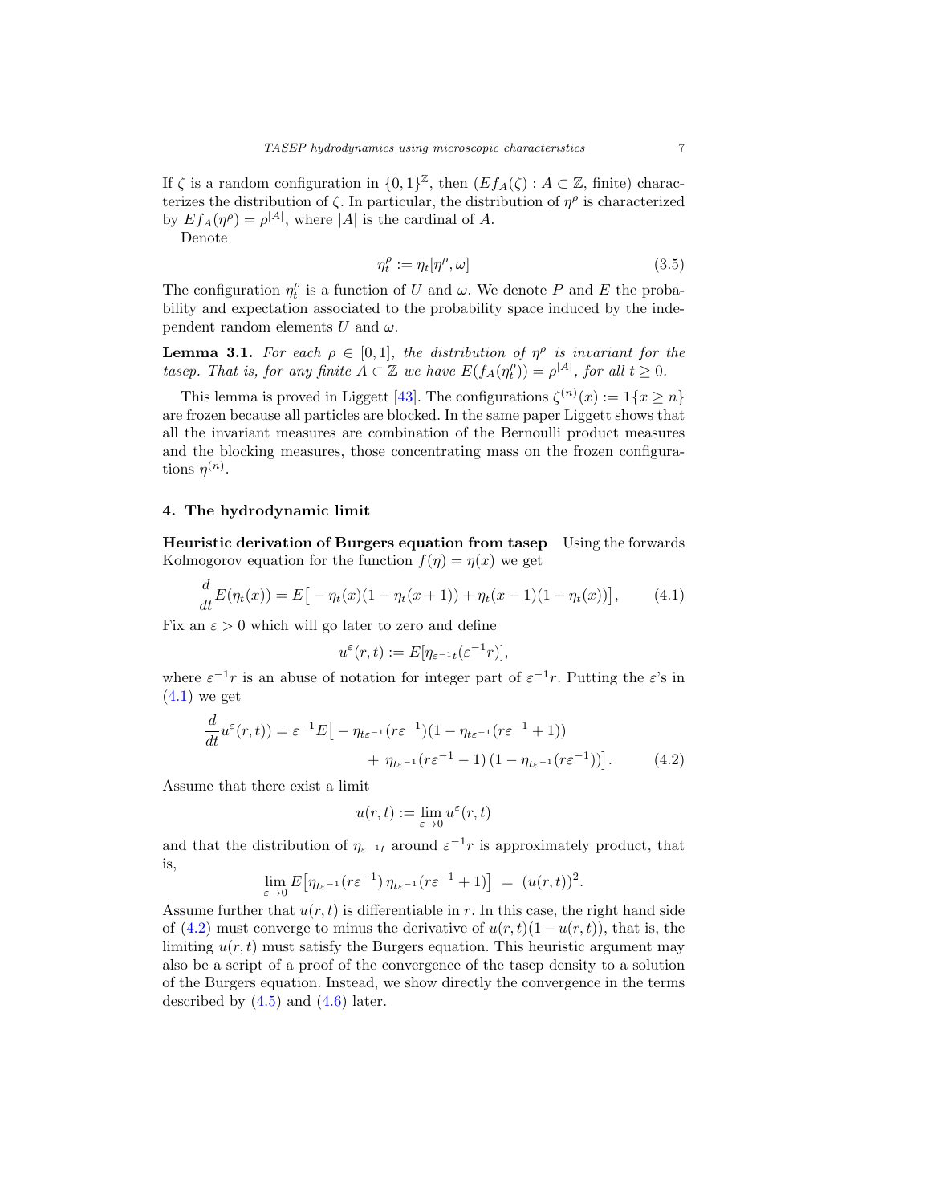If $\zeta$ is a random configuration in $\{0,1\}^{\mathbb{Z}}$, then $(Ef_A(\zeta) : A \subset \mathbb{Z}$, finite) characterizes the distribution of $\zeta$. In particular, the distribution of $\eta^\rho$ is characterized by $Ef_A(\eta^\rho) = \rho^{|A|}$, where $|A|$ is the cardinal of $A$.

Denote

$$\eta_t^\rho := \eta_t[\eta^\rho, \omega] \tag{3.5}$$

The configuration $\eta_t^\rho$ is a function of $U$ and $\omega$. We denote $P$ and $E$ the probability and expectation associated to the probability space induced by the independent random elements $U$ and $\omega$.

**Lemma 3.1.** *For each $\rho \in [0,1]$, the distribution of $\eta^\rho$ is invariant for the tasep. That is, for any finite $A \subset \mathbb{Z}$ we have $E(f_A(\eta_t^\rho)) = \rho^{|A|}$, for all $t \geq 0$.*

This lemma is proved in Liggett [43]. The configurations $\zeta^{(n)}(x) := \mathbf{1}\{x \geq n\}$ are frozen because all particles are blocked. In the same paper Liggett shows that all the invariant measures are combination of the Bernoulli product measures and the blocking measures, those concentrating mass on the frozen configurations $\eta^{(n)}$.

## 4. The hydrodynamic limit

**Heuristic derivation of Burgers equation from tasep** Using the forwards Kolmogorov equation for the function $f(\eta) = \eta(x)$ we get

$$\frac{d}{dt}E(\eta_t(x)) = E\big[-\eta_t(x)(1-\eta_t(x+1)) + \eta_t(x-1)(1-\eta_t(x))\big], \tag{4.1}$$

Fix an $\varepsilon > 0$ which will go later to zero and define

$$u^\varepsilon(r,t) := E[\eta_{\varepsilon^{-1}t}(\varepsilon^{-1}r)],$$

where $\varepsilon^{-1}r$ is an abuse of notation for integer part of $\varepsilon^{-1}r$. Putting the $\varepsilon$'s in (4.1) we get

$$\begin{aligned}\frac{d}{dt}u^\varepsilon(r,t)) = \varepsilon^{-1}E\big[&-\eta_{t\varepsilon^{-1}}(r\varepsilon^{-1})(1-\eta_{t\varepsilon^{-1}}(r\varepsilon^{-1}+1)) \\ &+ \eta_{t\varepsilon^{-1}}(r\varepsilon^{-1}-1)\,(1-\eta_{t\varepsilon^{-1}}(r\varepsilon^{-1}))\big].\end{aligned} \tag{4.2}$$

Assume that there exist a limit

$$u(r,t) := \lim_{\varepsilon\to 0} u^\varepsilon(r,t)$$

and that the distribution of $\eta_{\varepsilon^{-1}t}$ around $\varepsilon^{-1}r$ is approximately product, that is,

$$\lim_{\varepsilon\to 0} E\big[\eta_{t\varepsilon^{-1}}(r\varepsilon^{-1})\,\eta_{t\varepsilon^{-1}}(r\varepsilon^{-1}+1)\big] \;=\; (u(r,t))^2.$$

Assume further that $u(r,t)$ is differentiable in $r$. In this case, the right hand side of (4.2) must converge to minus the derivative of $u(r,t)(1-u(r,t))$, that is, the limiting $u(r,t)$ must satisfy the Burgers equation. This heuristic argument may also be a script of a proof of the convergence of the tasep density to a solution of the Burgers equation. Instead, we show directly the convergence in the terms described by (4.5) and (4.6) later.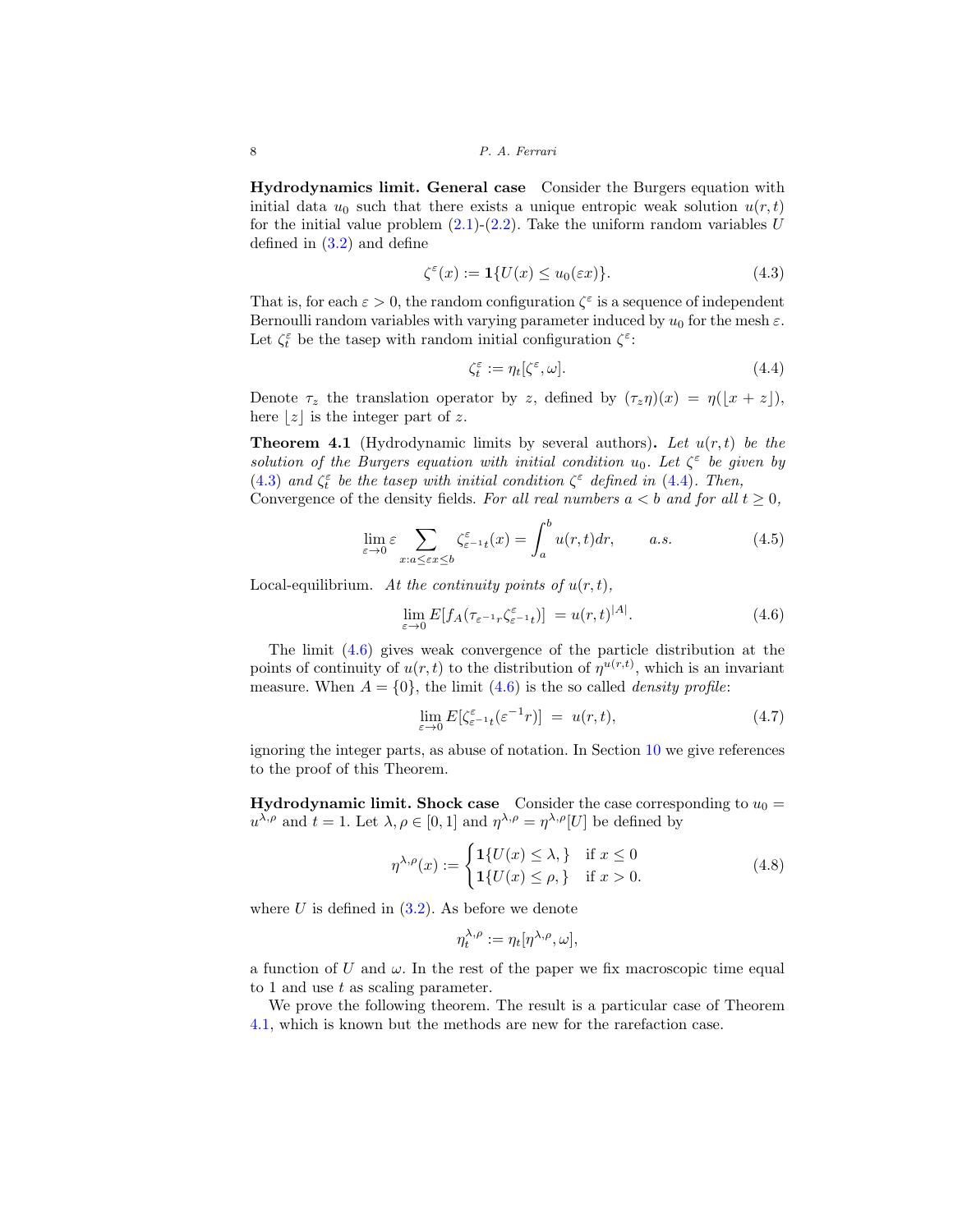**Hydrodynamics limit. General case** Consider the Burgers equation with initial data $u_0$ such that there exists a unique entropic weak solution $u(r,t)$ for the initial value problem (2.1)-(2.2). Take the uniform random variables $U$ defined in (3.2) and define

$$\zeta^\varepsilon(x) := \mathbf{1}\{U(x) \le u_0(\varepsilon x)\}. \tag{4.3}$$

That is, for each $\varepsilon > 0$, the random configuration $\zeta^\varepsilon$ is a sequence of independent Bernoulli random variables with varying parameter induced by $u_0$ for the mesh $\varepsilon$. Let $\zeta^\varepsilon_t$ be the tasep with random initial configuration $\zeta^\varepsilon$:

$$\zeta^\varepsilon_t := \eta_t[\zeta^\varepsilon, \omega]. \tag{4.4}$$

Denote $\tau_z$ the translation operator by $z$, defined by $(\tau_z\eta)(x) = \eta(\lfloor x + z \rfloor)$, here $\lfloor z \rfloor$ is the integer part of $z$.

**Theorem 4.1** (Hydrodynamic limits by several authors)**.** *Let $u(r,t)$ be the solution of the Burgers equation with initial condition $u_0$. Let $\zeta^\varepsilon$ be given by (4.3) and $\zeta^\varepsilon_t$ be the tasep with initial condition $\zeta^\varepsilon$ defined in (4.4). Then,*
Convergence of the density fields. *For all real numbers $a < b$ and for all $t \ge 0$,*

$$\lim_{\varepsilon\to 0} \varepsilon \sum_{x: a \le \varepsilon x \le b} \zeta^\varepsilon_{\varepsilon^{-1}t}(x) = \int_a^b u(r,t)dr, \qquad a.s. \tag{4.5}$$

Local-equilibrium. *At the continuity points of $u(r,t)$,*

$$\lim_{\varepsilon\to 0} E[f_A(\tau_{\varepsilon^{-1}r}\zeta^\varepsilon_{\varepsilon^{-1}t})] \; = u(r,t)^{|A|}. \tag{4.6}$$

The limit (4.6) gives weak convergence of the particle distribution at the points of continuity of $u(r,t)$ to the distribution of $\eta^{u(r,t)}$, which is an invariant measure. When $A = \{0\}$, the limit (4.6) is the so called *density profile*:

$$\lim_{\varepsilon\to 0} E[\zeta^\varepsilon_{\varepsilon^{-1}t}(\varepsilon^{-1}r)] \; = \; u(r,t), \tag{4.7}$$

ignoring the integer parts, as abuse of notation. In Section 10 we give references to the proof of this Theorem.

**Hydrodynamic limit. Shock case** Consider the case corresponding to $u_0 = u^{\lambda,\rho}$ and $t = 1$. Let $\lambda, \rho \in [0,1]$ and $\eta^{\lambda,\rho} = \eta^{\lambda,\rho}[U]$ be defined by

$$\eta^{\lambda,\rho}(x) := \begin{cases} \mathbf{1}\{U(x) \le \lambda, \} & \text{if } x \le 0 \\ \mathbf{1}\{U(x) \le \rho, \} & \text{if } x > 0. \end{cases} \tag{4.8}$$

where $U$ is defined in (3.2). As before we denote

$$\eta^{\lambda,\rho}_t := \eta_t[\eta^{\lambda,\rho}, \omega],$$

a function of $U$ and $\omega$. In the rest of the paper we fix macroscopic time equal to 1 and use $t$ as scaling parameter.

We prove the following theorem. The result is a particular case of Theorem 4.1, which is known but the methods are new for the rarefaction case.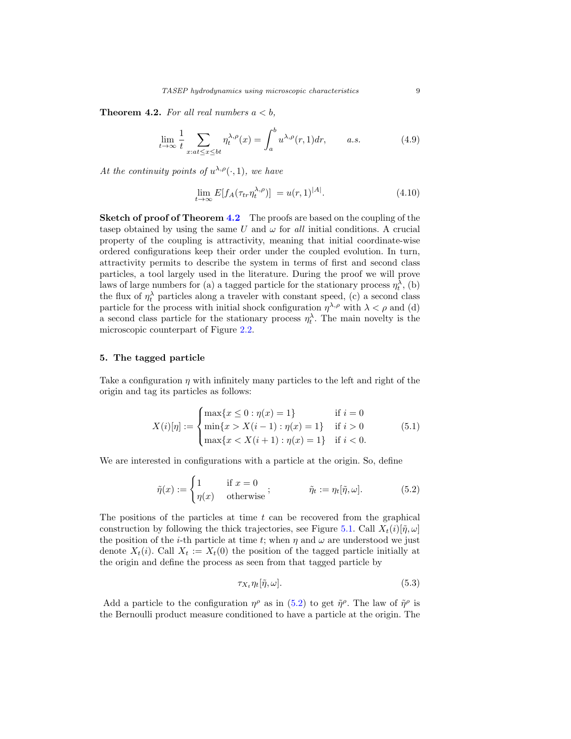**Theorem 4.2.** *For all real numbers $a < b$,*

$$\lim_{t\to\infty} \frac{1}{t} \sum_{x: at \le x \le bt} \eta_t^{\lambda,\rho}(x) = \int_a^b u^{\lambda,\rho}(r,1)dr, \qquad a.s. \tag{4.9}$$

*At the continuity points of $u^{\lambda,\rho}(\cdot,1)$, we have*

$$\lim_{t\to\infty} E[f_A(\tau_{tr}\eta_t^{\lambda,\rho})] \;= u(r,1)^{|A|}. \tag{4.10}$$

**Sketch of proof of Theorem 4.2** The proofs are based on the coupling of the tasep obtained by using the same $U$ and $\omega$ for *all* initial conditions. A crucial property of the coupling is attractivity, meaning that initial coordinate-wise ordered configurations keep their order under the coupled evolution. In turn, attractivity permits to describe the system in terms of first and second class particles, a tool largely used in the literature. During the proof we will prove laws of large numbers for (a) a tagged particle for the stationary process $\eta_t^\lambda$, (b) the flux of $\eta_t^\lambda$ particles along a traveler with constant speed, (c) a second class particle for the process with initial shock configuration $\eta^{\lambda,\rho}$ with $\lambda < \rho$ and (d) a second class particle for the stationary process $\eta_t^\lambda$. The main novelty is the microscopic counterpart of Figure 2.2.

## 5. The tagged particle

Take a configuration $\eta$ with infinitely many particles to the left and right of the origin and tag its particles as follows:

$$X(i)[\eta] := \begin{cases} \max\{x \le 0 : \eta(x) = 1\} & \text{if } i = 0 \\ \min\{x > X(i-1) : \eta(x) = 1\} & \text{if } i > 0 \\ \max\{x < X(i+1) : \eta(x) = 1\} & \text{if } i < 0. \end{cases} \tag{5.1}$$

We are interested in configurations with a particle at the origin. So, define

$$\tilde\eta(x) := \begin{cases} 1 & \text{if } x = 0 \\ \eta(x) & \text{otherwise} \end{cases}; \qquad\qquad \tilde\eta_t := \eta_t[\tilde\eta,\omega]. \tag{5.2}$$

The positions of the particles at time $t$ can be recovered from the graphical construction by following the thick trajectories, see Figure 5.1. Call $X_t(i)[\tilde\eta,\omega]$ the position of the $i$-th particle at time $t$; when $\eta$ and $\omega$ are understood we just denote $X_t(i)$. Call $X_t := X_t(0)$ the position of the tagged particle initially at the origin and define the process as seen from that tagged particle by

$$\tau_{X_t}\eta_t[\tilde\eta,\omega]. \tag{5.3}$$

Add a particle to the configuration $\eta^\rho$ as in (5.2) to get $\tilde\eta^\rho$. The law of $\tilde\eta^\rho$ is the Bernoulli product measure conditioned to have a particle at the origin. The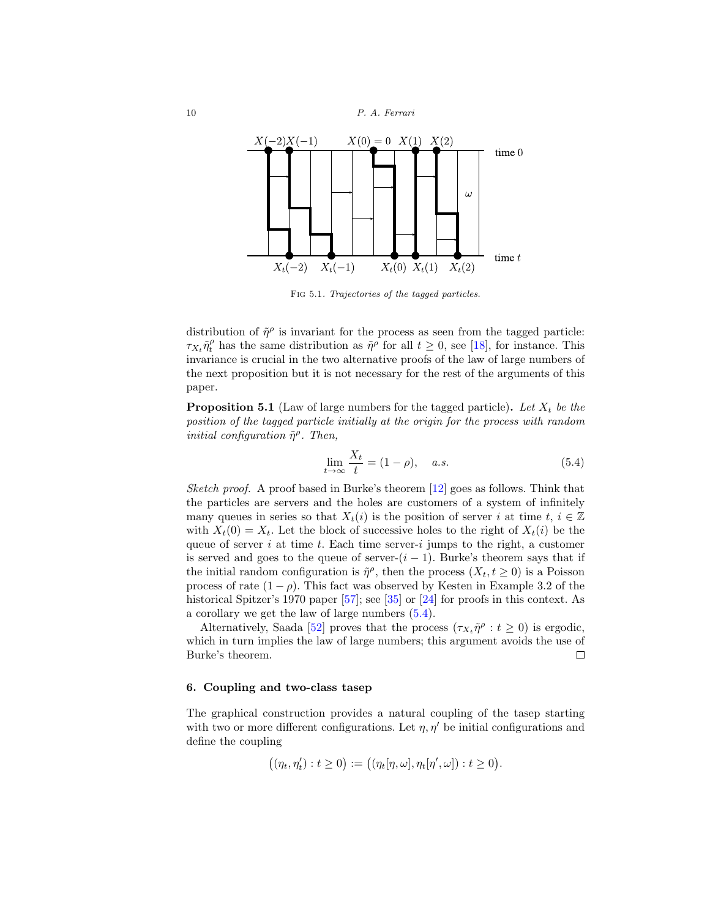FIG 5.1. *Trajectories of the tagged particles.*

distribution of $\tilde{\eta}^\rho$ is invariant for the process as seen from the tagged particle: $\tau_{X_t}\tilde{\eta}^\rho_t$ has the same distribution as $\tilde{\eta}^\rho$ for all $t \ge 0$, see [18], for instance. This invariance is crucial in the two alternative proofs of the law of large numbers of the next proposition but it is not necessary for the rest of the arguments of this paper.

**Proposition 5.1** (Law of large numbers for the tagged particle)**.** *Let $X_t$ be the position of the tagged particle initially at the origin for the process with random initial configuration $\tilde{\eta}^\rho$. Then,*

$$\lim_{t\to\infty} \frac{X_t}{t} = (1-\rho), \quad a.s. \tag{5.4}$$

*Sketch proof.* A proof based in Burke's theorem [12] goes as follows. Think that the particles are servers and the holes are customers of a system of infinitely many queues in series so that $X_t(i)$ is the position of server $i$ at time $t$, $i \in \mathbb{Z}$ with $X_t(0) = X_t$. Let the block of successive holes to the right of $X_t(i)$ be the queue of server $i$ at time $t$. Each time server-$i$ jumps to the right, a customer is served and goes to the queue of server-$(i-1)$. Burke's theorem says that if the initial random configuration is $\tilde{\eta}^\rho$, then the process $(X_t, t \ge 0)$ is a Poisson process of rate $(1-\rho)$. This fact was observed by Kesten in Example 3.2 of the historical Spitzer's 1970 paper [57]; see [35] or [24] for proofs in this context. As a corollary we get the law of large numbers (5.4).

Alternatively, Saada [52] proves that the process $(\tau_{X_t}\tilde{\eta}^\rho : t \ge 0)$ is ergodic, which in turn implies the law of large numbers; this argument avoids the use of Burke's theorem. □

## 6. Coupling and two-class tasep

The graphical construction provides a natural coupling of the tasep starting with two or more different configurations. Let $\eta, \eta'$ be initial configurations and define the coupling

$$\big((\eta_t, \eta'_t) : t \ge 0\big) := \big((\eta_t[\eta, \omega], \eta_t[\eta', \omega]) : t \ge 0\big).$$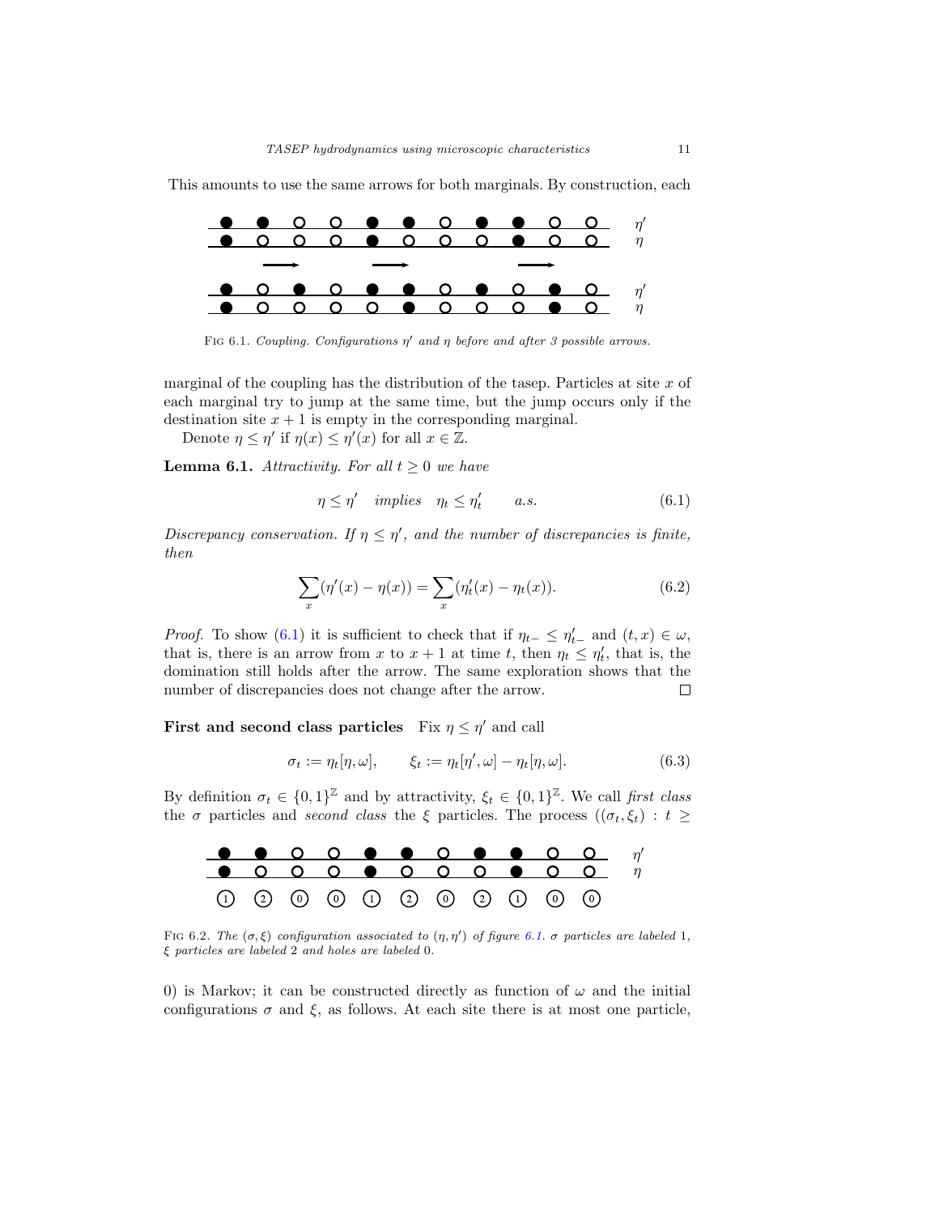This amounts to use the same arrows for both marginals. By construction, each

FIG 6.1. *Coupling. Configurations $\eta'$ and $\eta$ before and after 3 possible arrows.*

marginal of the coupling has the distribution of the tasep. Particles at site $x$ of each marginal try to jump at the same time, but the jump occurs only if the destination site $x+1$ is empty in the corresponding marginal.

Denote $\eta \leq \eta'$ if $\eta(x) \leq \eta'(x)$ for all $x \in \mathbb{Z}$.

**Lemma 6.1.** *Attractivity. For all $t \geq 0$ we have*

$$\eta \leq \eta' \quad \textit{implies} \quad \eta_t \leq \eta'_t \qquad a.s. \tag{6.1}$$

*Discrepancy conservation. If $\eta \leq \eta'$, and the number of discrepancies is finite, then*

$$\sum_x (\eta'(x) - \eta(x)) = \sum_x (\eta'_t(x) - \eta_t(x)). \tag{6.2}$$

*Proof.* To show (6.1) it is sufficient to check that if $\eta_{t-} \leq \eta'_{t-}$ and $(t,x) \in \omega$, that is, there is an arrow from $x$ to $x+1$ at time $t$, then $\eta_t \leq \eta'_t$, that is, the domination still holds after the arrow. The same exploration shows that the number of discrepancies does not change after the arrow. □

**First and second class particles** Fix $\eta \leq \eta'$ and call

$$\sigma_t := \eta_t[\eta, \omega], \qquad \xi_t := \eta_t[\eta', \omega] - \eta_t[\eta, \omega]. \tag{6.3}$$

By definition $\sigma_t \in \{0,1\}^{\mathbb{Z}}$ and by attractivity, $\xi_t \in \{0,1\}^{\mathbb{Z}}$. We call *first class* the $\sigma$ particles and *second class* the $\xi$ particles. The process $((\sigma_t, \xi_t) : t \geq 0)$ is Markov; it can be constructed directly as function of $\omega$ and the initial configurations $\sigma$ and $\xi$, as follows. At each site there is at most one particle,

FIG 6.2. *The $(\sigma, \xi)$ configuration associated to $(\eta, \eta')$ of figure 6.1. $\sigma$ particles are labeled 1, $\xi$ particles are labeled 2 and holes are labeled 0.*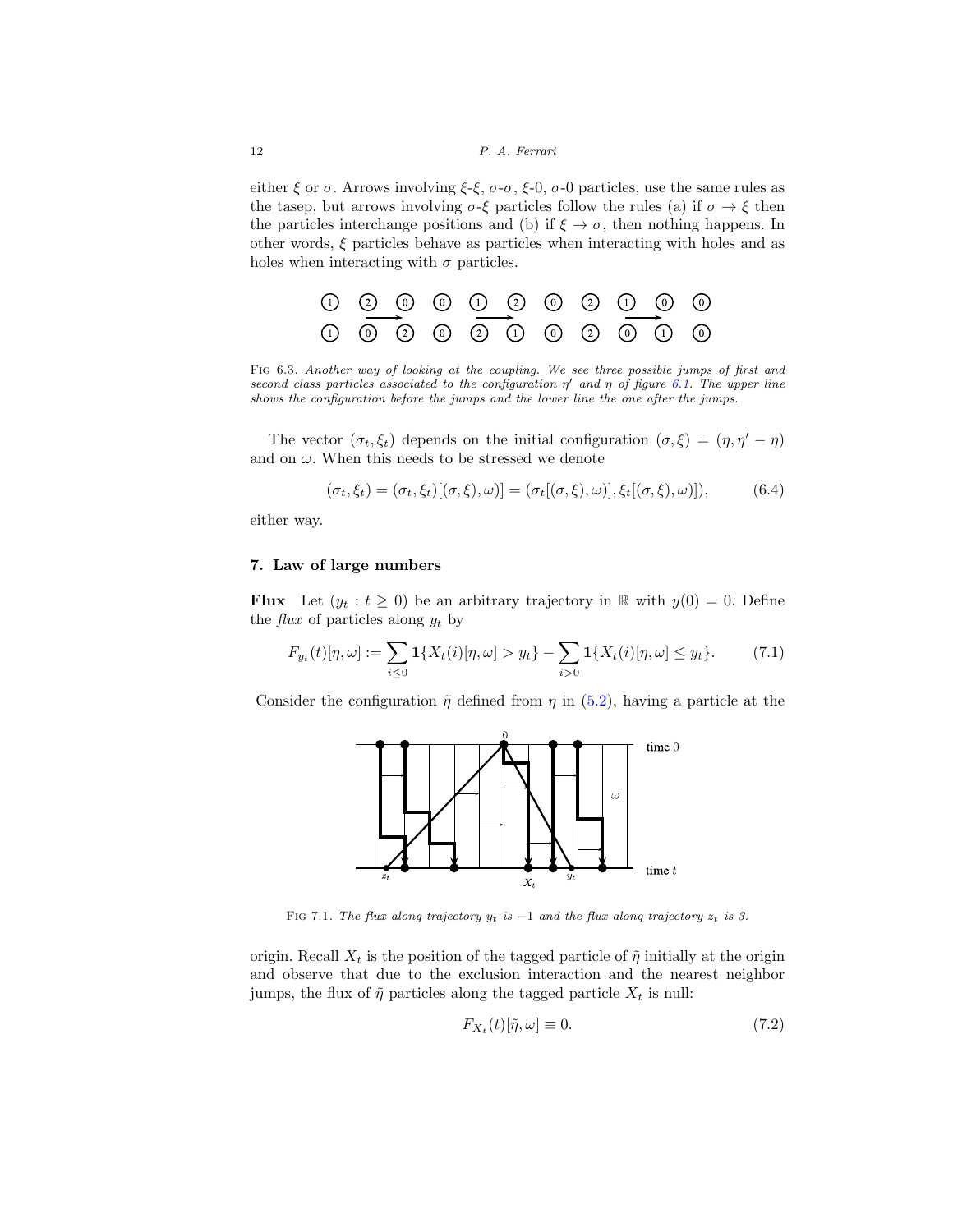either $\xi$ or $\sigma$. Arrows involving $\xi$-$\xi$, $\sigma$-$\sigma$, $\xi$-0, $\sigma$-0 particles, use the same rules as the tasep, but arrows involving $\sigma$-$\xi$ particles follow the rules (a) if $\sigma \to \xi$ then the particles interchange positions and (b) if $\xi \to \sigma$, then nothing happens. In other words, $\xi$ particles behave as particles when interacting with holes and as holes when interacting with $\sigma$ particles.

FIG 6.3. *Another way of looking at the coupling. We see three possible jumps of first and second class particles associated to the configuration $\eta'$ and $\eta$ of figure 6.1. The upper line shows the configuration before the jumps and the lower line the one after the jumps.*

The vector $(\sigma_t, \xi_t)$ depends on the initial configuration $(\sigma, \xi) = (\eta, \eta' - \eta)$ and on $\omega$. When this needs to be stressed we denote

$$(\sigma_t, \xi_t) = (\sigma_t, \xi_t)[(\sigma, \xi), \omega)] = (\sigma_t[(\sigma, \xi), \omega)], \xi_t[(\sigma, \xi), \omega)]), \tag{6.4}$$

either way.

## 7. Law of large numbers

**Flux** Let $(y_t : t \geq 0)$ be an arbitrary trajectory in $\mathbb{R}$ with $y(0) = 0$. Define the *flux* of particles along $y_t$ by

$$F_{y_t}(t)[\eta, \omega] := \sum_{i \leq 0} \mathbf{1}\{X_t(i)[\eta, \omega] > y_t\} - \sum_{i > 0} \mathbf{1}\{X_t(i)[\eta, \omega] \leq y_t\}. \tag{7.1}$$

Consider the configuration $\tilde{\eta}$ defined from $\eta$ in (5.2), having a particle at the origin. Recall $X_t$ is the position of the tagged particle of $\tilde{\eta}$ initially at the origin and observe that due to the exclusion interaction and the nearest neighbor jumps, the flux of $\tilde{\eta}$ particles along the tagged particle $X_t$ is null:

FIG 7.1. *The flux along trajectory $y_t$ is $-1$ and the flux along trajectory $z_t$ is 3.*

$$F_{X_t}(t)[\tilde{\eta}, \omega] \equiv 0. \tag{7.2}$$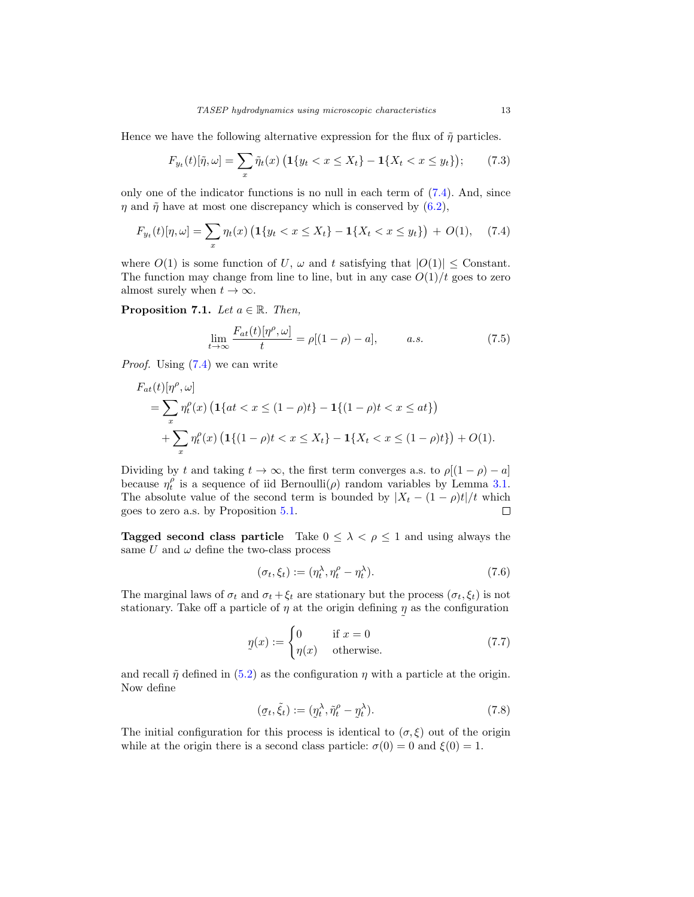Hence we have the following alternative expression for the flux of $\tilde\eta$ particles.

$$F_{y_t}(t)[\tilde\eta,\omega] = \sum_x \tilde\eta_t(x)\left(\mathbf{1}\{y_t < x \le X_t\} - \mathbf{1}\{X_t < x \le y_t\}\right); \qquad (7.3)$$

only one of the indicator functions is no null in each term of (7.4). And, since $\eta$ and $\tilde\eta$ have at most one discrepancy which is conserved by (6.2),

$$F_{y_t}(t)[\eta,\omega] = \sum_x \eta_t(x)\left(\mathbf{1}\{y_t < x \le X_t\} - \mathbf{1}\{X_t < x \le y_t\}\right) + O(1), \qquad (7.4)$$

where $O(1)$ is some function of $U$, $\omega$ and $t$ satisfying that $|O(1)| \le$ Constant. The function may change from line to line, but in any case $O(1)/t$ goes to zero almost surely when $t\to\infty$.

**Proposition 7.1.** *Let $a\in\mathbb{R}$. Then,*

$$\lim_{t\to\infty}\frac{F_{at}(t)[\eta^\rho,\omega]}{t} = \rho[(1-\rho)-a], \qquad a.s. \qquad (7.5)$$

*Proof.* Using (7.4) we can write

$$\begin{aligned}
&F_{at}(t)[\eta^\rho,\omega]\\
&\quad= \sum_x \eta^\rho_t(x)\left(\mathbf{1}\{at < x \le (1-\rho)t\} - \mathbf{1}\{(1-\rho)t < x \le at\}\right)\\
&\qquad+ \sum_x \eta^\rho_t(x)\left(\mathbf{1}\{(1-\rho)t < x \le X_t\} - \mathbf{1}\{X_t < x \le (1-\rho)t\}\right) + O(1).
\end{aligned}$$

Dividing by $t$ and taking $t\to\infty$, the first term converges a.s. to $\rho[(1-\rho)-a]$ because $\eta^\rho_t$ is a sequence of iid Bernoulli($\rho$) random variables by Lemma 3.1. The absolute value of the second term is bounded by $|X_t-(1-\rho)t|/t$ which goes to zero a.s. by Proposition 5.1. $\square$

**Tagged second class particle** Take $0\le\lambda<\rho\le 1$ and using always the same $U$ and $\omega$ define the two-class process

$$(\sigma_t,\xi_t) := (\eta^\lambda_t, \eta^\rho_t - \eta^\lambda_t). \qquad (7.6)$$

The marginal laws of $\sigma_t$ and $\sigma_t+\xi_t$ are stationary but the process $(\sigma_t,\xi_t)$ is not stationary. Take off a particle of $\eta$ at the origin defining $\underset{\sim}{\eta}$ as the configuration

$$\underset{\sim}{\eta}(x) := \begin{cases} 0 & \text{if } x = 0\\ \eta(x) & \text{otherwise.}\end{cases} \qquad (7.7)$$

and recall $\tilde\eta$ defined in (5.2) as the configuration $\eta$ with a particle at the origin. Now define

$$(\underset{\sim}{\sigma}_t, \tilde\xi_t) := (\underset{\sim}{\eta}^\lambda_t, \tilde\eta^\rho_t - \underset{\sim}{\eta}^\lambda_t). \qquad (7.8)$$

The initial configuration for this process is identical to $(\sigma,\xi)$ out of the origin while at the origin there is a second class particle: $\sigma(0)=0$ and $\xi(0)=1$.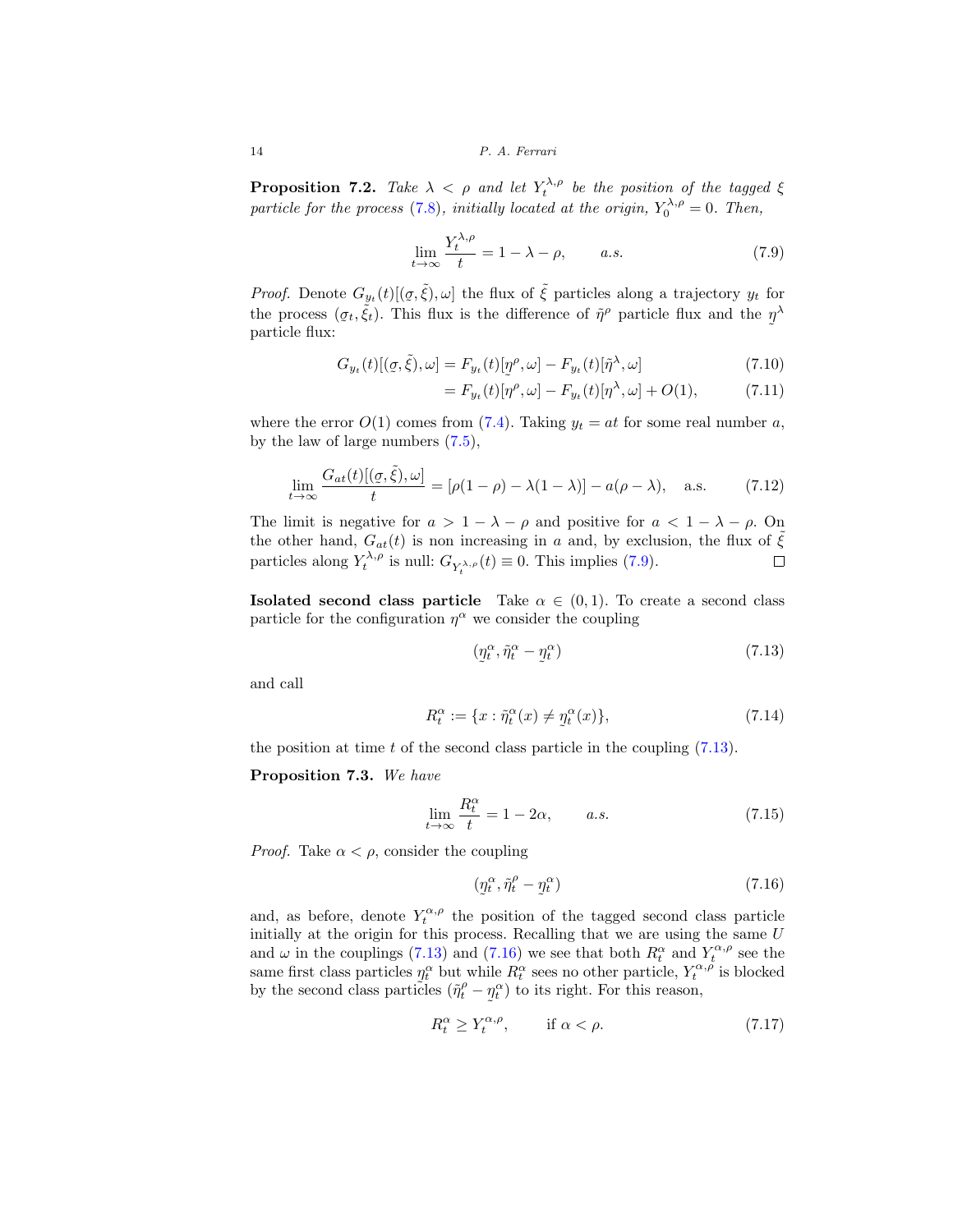**Proposition 7.2.** *Take $\lambda < \rho$ and let $Y_t^{\lambda,\rho}$ be the position of the tagged $\xi$ particle for the process (7.8), initially located at the origin, $Y_0^{\lambda,\rho} = 0$. Then,*

$$\lim_{t\to\infty} \frac{Y_t^{\lambda,\rho}}{t} = 1 - \lambda - \rho, \qquad a.s. \tag{7.9}$$

*Proof.* Denote $G_{y_t}(t)[(\underset{\sim}{\sigma}, \tilde{\xi}), \omega]$ the flux of $\tilde{\xi}$ particles along a trajectory $y_t$ for the process $(\sigma_t, \tilde{\xi}_t)$. This flux is the difference of $\tilde{\eta}^\rho$ particle flux and the $\underset{\sim}{\eta}^\lambda$ particle flux:

$$\begin{aligned} G_{y_t}(t)[(\underset{\sim}{\sigma}, \tilde{\xi}), \omega] &= F_{y_t}(t)[\underset{\sim}{\eta}^\rho, \omega] - F_{y_t}(t)[\tilde{\eta}^\lambda, \omega] & (7.10)\\ &= F_{y_t}(t)[\eta^\rho, \omega] - F_{y_t}(t)[\eta^\lambda, \omega] + O(1), & (7.11) \end{aligned}$$

where the error $O(1)$ comes from (7.4). Taking $y_t = at$ for some real number $a$, by the law of large numbers (7.5),

$$\lim_{t\to\infty} \frac{G_{at}(t)[(\underset{\sim}{\sigma}, \tilde{\xi}), \omega]}{t} = [\rho(1-\rho) - \lambda(1-\lambda)] - a(\rho - \lambda), \quad \text{a.s.} \tag{7.12}$$

The limit is negative for $a > 1 - \lambda - \rho$ and positive for $a < 1 - \lambda - \rho$. On the other hand, $G_{at}(t)$ is non increasing in $a$ and, by exclusion, the flux of $\tilde{\xi}$ particles along $Y_t^{\lambda,\rho}$ is null: $G_{Y_t^{\lambda,\rho}}(t) \equiv 0$. This implies (7.9). $\square$

**Isolated second class particle** Take $\alpha \in (0, 1)$. To create a second class particle for the configuration $\eta^\alpha$ we consider the coupling

$$(\underset{\sim}{\eta}_t^\alpha, \tilde{\eta}_t^\alpha - \underset{\sim}{\eta}_t^\alpha) \tag{7.13}$$

and call

$$R_t^\alpha := \{x : \tilde{\eta}_t^\alpha(x) \neq \underset{\sim}{\eta}_t^\alpha(x)\}, \tag{7.14}$$

the position at time $t$ of the second class particle in the coupling (7.13).

**Proposition 7.3.** *We have*

$$\lim_{t\to\infty} \frac{R_t^\alpha}{t} = 1 - 2\alpha, \qquad a.s. \tag{7.15}$$

*Proof.* Take $\alpha < \rho$, consider the coupling

$$(\underset{\sim}{\eta}_t^\alpha, \tilde{\eta}_t^\rho - \underset{\sim}{\eta}_t^\alpha) \tag{7.16}$$

and, as before, denote $Y_t^{\alpha,\rho}$ the position of the tagged second class particle initially at the origin for this process. Recalling that we are using the same $U$ and $\omega$ in the couplings (7.13) and (7.16) we see that both $R_t^\alpha$ and $Y_t^{\alpha,\rho}$ see the same first class particles $\underset{\sim}{\eta}_t^\alpha$ but while $R_t^\alpha$ sees no other particle, $Y_t^{\alpha,\rho}$ is blocked by the second class particles $(\tilde{\eta}_t^\rho - \underset{\sim}{\eta}_t^\alpha)$ to its right. For this reason,

$$R_t^\alpha \geq Y_t^{\alpha,\rho}, \qquad \text{if } \alpha < \rho. \tag{7.17}$$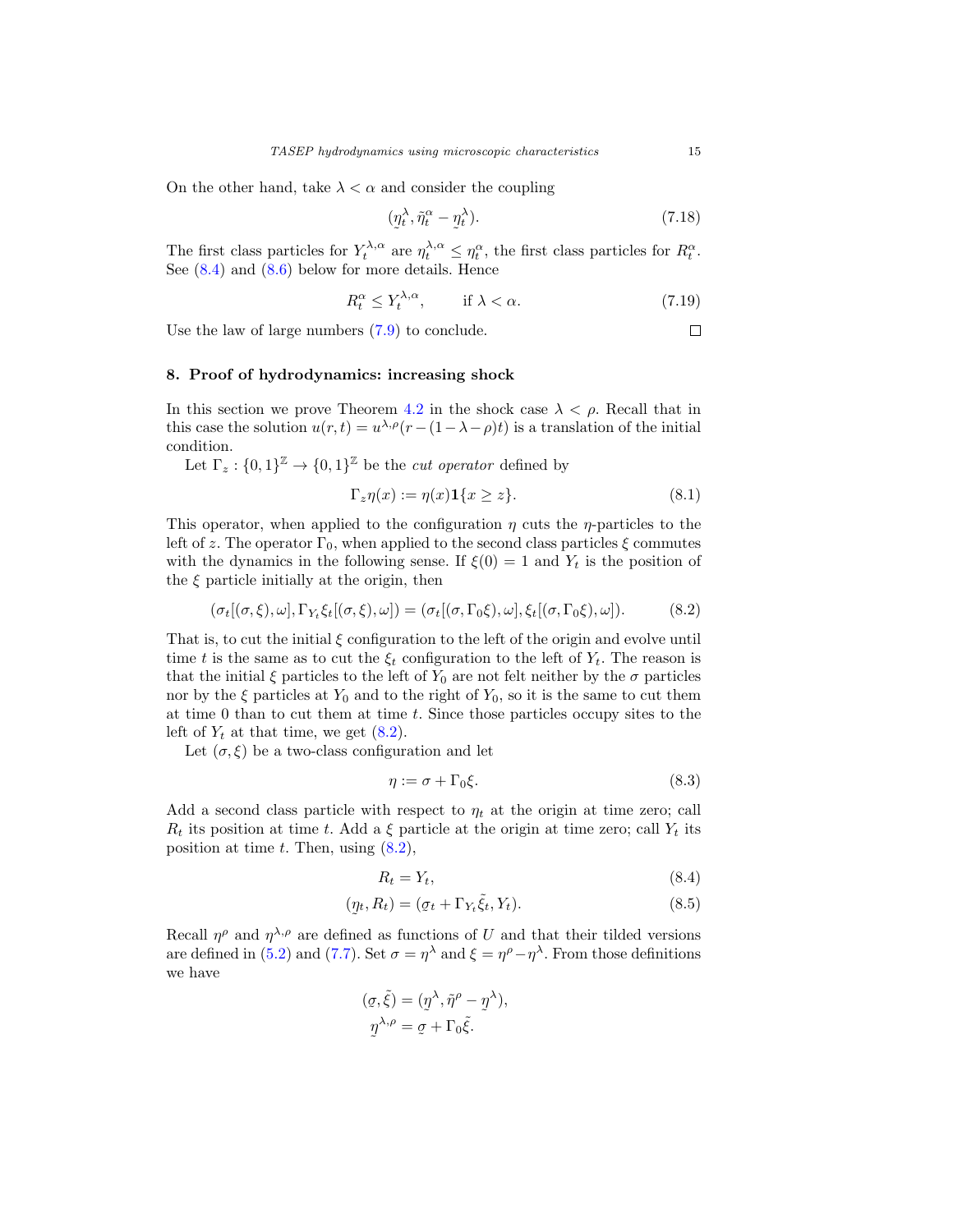On the other hand, take $\lambda < \alpha$ and consider the coupling

$$(\underset{\sim}{\eta}^\lambda_t, \tilde{\eta}^\alpha_t - \underset{\sim}{\eta}^\lambda_t). \tag{7.18}$$

The first class particles for $Y^{\lambda,\alpha}_t$ are $\eta^{\lambda,\alpha}_t \le \eta^\alpha_t$, the first class particles for $R^\alpha_t$. See (8.4) and (8.6) below for more details. Hence

$$R^\alpha_t \le Y^{\lambda,\alpha}_t, \qquad \text{if } \lambda < \alpha. \tag{7.19}$$

Use the law of large numbers (7.9) to conclude. $\square$

## 8. Proof of hydrodynamics: increasing shock

In this section we prove Theorem 4.2 in the shock case $\lambda < \rho$. Recall that in this case the solution $u(r,t) = u^{\lambda,\rho}(r - (1-\lambda-\rho)t)$ is a translation of the initial condition.

Let $\Gamma_z : \{0,1\}^{\mathbb{Z}} \to \{0,1\}^{\mathbb{Z}}$ be the *cut operator* defined by

$$\Gamma_z \eta(x) := \eta(x)\mathbf{1}\{x \ge z\}. \tag{8.1}$$

This operator, when applied to the configuration $\eta$ cuts the $\eta$-particles to the left of $z$. The operator $\Gamma_0$, when applied to the second class particles $\xi$ commutes with the dynamics in the following sense. If $\xi(0) = 1$ and $Y_t$ is the position of the $\xi$ particle initially at the origin, then

$$(\sigma_t[(\sigma,\xi),\omega], \Gamma_{Y_t}\xi_t[(\sigma,\xi),\omega]) = (\sigma_t[(\sigma,\Gamma_0\xi),\omega], \xi_t[(\sigma,\Gamma_0\xi),\omega]). \tag{8.2}$$

That is, to cut the initial $\xi$ configuration to the left of the origin and evolve until time $t$ is the same as to cut the $\xi_t$ configuration to the left of $Y_t$. The reason is that the initial $\xi$ particles to the left of $Y_0$ are not felt neither by the $\sigma$ particles nor by the $\xi$ particles at $Y_0$ and to the right of $Y_0$, so it is the same to cut them at time 0 than to cut them at time $t$. Since those particles occupy sites to the left of $Y_t$ at that time, we get (8.2).

Let $(\sigma, \xi)$ be a two-class configuration and let

$$\eta := \sigma + \Gamma_0\xi. \tag{8.3}$$

Add a second class particle with respect to $\eta_t$ at the origin at time zero; call $R_t$ its position at time $t$. Add a $\xi$ particle at the origin at time zero; call $Y_t$ its position at time $t$. Then, using (8.2),

$$R_t = Y_t, \tag{8.4}$$

$$(\underset{\sim}{\eta}_t, R_t) = (\underset{\sim}{\sigma}_t + \Gamma_{Y_t}\tilde{\xi}_t, Y_t). \tag{8.5}$$

Recall $\eta^\rho$ and $\eta^{\lambda,\rho}$ are defined as functions of $U$ and that their tilded versions are defined in (5.2) and (7.7). Set $\sigma = \eta^\lambda$ and $\xi = \eta^\rho - \eta^\lambda$. From those definitions we have

$$\begin{aligned}
(\underset{\sim}{\sigma}, \tilde{\xi}) &= (\underset{\sim}{\eta}^\lambda, \tilde{\eta}^\rho - \underset{\sim}{\eta}^\lambda), \\
\underset{\sim}{\eta}^{\lambda,\rho} &= \underset{\sim}{\sigma} + \Gamma_0\tilde{\xi}.
\end{aligned}$$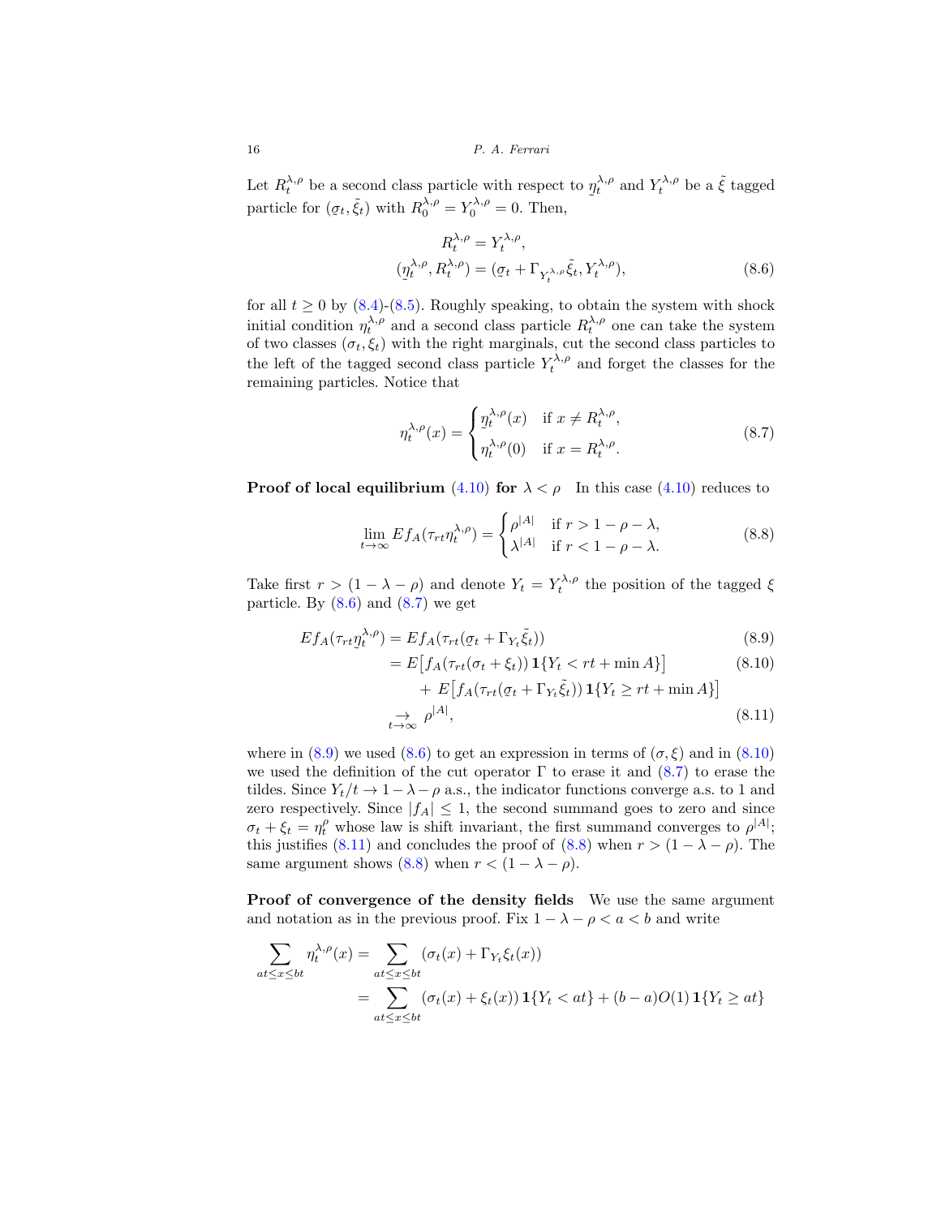Let $R_t^{\lambda,\rho}$ be a second class particle with respect to $\underset{\sim}{\eta}_t^{\lambda,\rho}$ and $Y_t^{\lambda,\rho}$ be a $\tilde\xi$ tagged particle for $(\underset{\sim}{\sigma}_t, \tilde\xi_t)$ with $R_0^{\lambda,\rho} = Y_0^{\lambda,\rho} = 0$. Then,

$$
\begin{aligned}
R_t^{\lambda,\rho} &= Y_t^{\lambda,\rho},\\
(\underset{\sim}{\eta}_t^{\lambda,\rho}, R_t^{\lambda,\rho}) &= (\underset{\sim}{\sigma}_t + \Gamma_{Y_t^{\lambda,\rho}}\tilde\xi_t, Y_t^{\lambda,\rho}),
\end{aligned}
\tag{8.6}
$$

for all $t \ge 0$ by (8.4)-(8.5). Roughly speaking, to obtain the system with shock initial condition $\eta_t^{\lambda,\rho}$ and a second class particle $R_t^{\lambda,\rho}$ one can take the system of two classes $(\sigma_t, \xi_t)$ with the right marginals, cut the second class particles to the left of the tagged second class particle $Y_t^{\lambda,\rho}$ and forget the classes for the remaining particles. Notice that

$$
\eta_t^{\lambda,\rho}(x) = \begin{cases} \underset{\sim}{\eta}_t^{\lambda,\rho}(x) & \text{if } x \neq R_t^{\lambda,\rho},\\ \eta_t^{\lambda,\rho}(0) & \text{if } x = R_t^{\lambda,\rho}. \end{cases}
\tag{8.7}
$$

**Proof of local equilibrium (4.10) for $\lambda < \rho$** In this case (4.10) reduces to

$$
\lim_{t\to\infty} Ef_A(\tau_{rt}\eta_t^{\lambda,\rho}) = \begin{cases} \rho^{|A|} & \text{if } r > 1-\rho-\lambda,\\ \lambda^{|A|} & \text{if } r < 1-\rho-\lambda. \end{cases}
\tag{8.8}
$$

Take first $r > (1-\lambda-\rho)$ and denote $Y_t = Y_t^{\lambda,\rho}$ the position of the tagged $\xi$ particle. By (8.6) and (8.7) we get

$$
\begin{aligned}
Ef_A(\tau_{rt}\underset{\sim}{\eta}_t^{\lambda,\rho}) &= Ef_A(\tau_{rt}(\underset{\sim}{\sigma}_t + \Gamma_{Y_t}\tilde\xi_t)) &(8.9)\\
&= E\big[f_A(\tau_{rt}(\sigma_t+\xi_t))\,\mathbf{1}\{Y_t < rt + \min A\}\big] &(8.10)\\
&\quad + E\big[f_A(\tau_{rt}(\underset{\sim}{\sigma}_t + \Gamma_{Y_t}\tilde\xi_t))\,\mathbf{1}\{Y_t \ge rt + \min A\}\big]\\
&\underset{t\to\infty}{\to} \rho^{|A|}, &(8.11)
\end{aligned}
$$

where in (8.9) we used (8.6) to get an expression in terms of $(\sigma,\xi)$ and in (8.10) we used the definition of the cut operator $\Gamma$ to erase it and (8.7) to erase the tildes. Since $Y_t/t \to 1-\lambda-\rho$ a.s., the indicator functions converge a.s. to 1 and zero respectively. Since $|f_A| \le 1$, the second summand goes to zero and since $\sigma_t + \xi_t = \eta_t^\rho$ whose law is shift invariant, the first summand converges to $\rho^{|A|}$; this justifies (8.11) and concludes the proof of (8.8) when $r > (1-\lambda-\rho)$. The same argument shows (8.8) when $r < (1-\lambda-\rho)$.

**Proof of convergence of the density fields** We use the same argument and notation as in the previous proof. Fix $1-\lambda-\rho < a < b$ and write

$$
\begin{aligned}
\sum_{at\le x\le bt} \eta_t^{\lambda,\rho}(x) &= \sum_{at\le x\le bt} (\sigma_t(x) + \Gamma_{Y_t}\xi_t(x))\\
&= \sum_{at\le x\le bt} (\sigma_t(x)+\xi_t(x))\,\mathbf{1}\{Y_t < at\} + (b-a)O(1)\,\mathbf{1}\{Y_t \ge at\}
\end{aligned}
$$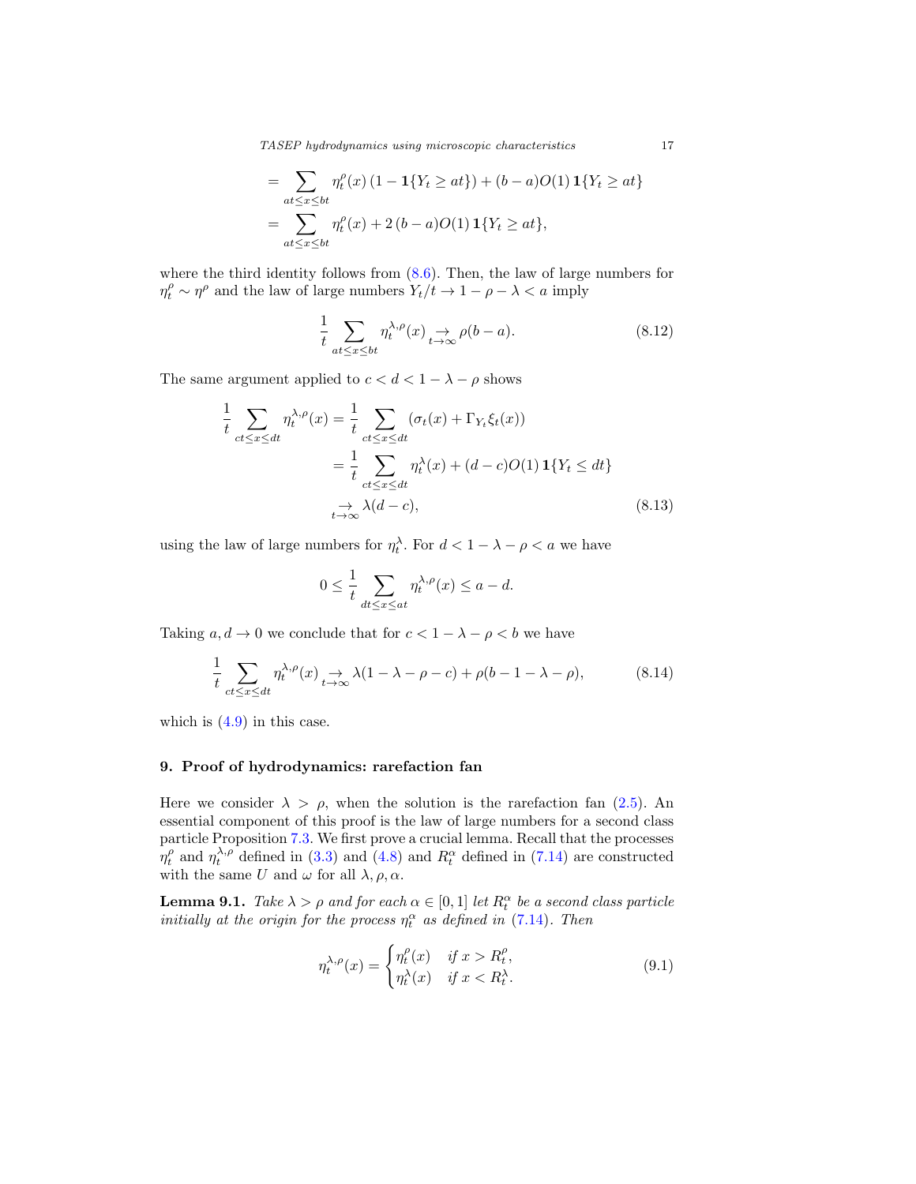$$
\begin{aligned}
&= \sum_{at \le x \le bt} \eta^{\rho}_t(x)\,(1 - \mathbf{1}\{Y_t \ge at\}) + (b-a)O(1)\,\mathbf{1}\{Y_t \ge at\} \\
&= \sum_{at \le x \le bt} \eta^{\rho}_t(x) + 2\,(b-a)O(1)\,\mathbf{1}\{Y_t \ge at\},
\end{aligned}
$$

where the third identity follows from (8.6). Then, the law of large numbers for $\eta^{\rho}_t \sim \eta^{\rho}$ and the law of large numbers $Y_t/t \to 1-\rho-\lambda < a$ imply

$$
\frac{1}{t} \sum_{at \le x \le bt} \eta^{\lambda,\rho}_t(x) \underset{t\to\infty}{\to} \rho(b-a). \tag{8.12}
$$

The same argument applied to $c < d < 1-\lambda-\rho$ shows

$$
\begin{aligned}
\frac{1}{t} \sum_{ct \le x \le dt} \eta^{\lambda,\rho}_t(x) &= \frac{1}{t} \sum_{ct \le x \le dt} (\sigma_t(x) + \Gamma_{Y_t}\xi_t(x)) \\
&= \frac{1}{t} \sum_{ct \le x \le dt} \eta^{\lambda}_t(x) + (d-c)O(1)\,\mathbf{1}\{Y_t \le dt\} \\
&\underset{t\to\infty}{\to} \lambda(d-c),
\end{aligned} \tag{8.13}
$$

using the law of large numbers for $\eta^{\lambda}_t$. For $d < 1-\lambda-\rho < a$ we have

$$
0 \le \frac{1}{t} \sum_{dt \le x \le at} \eta^{\lambda,\rho}_t(x) \le a - d.
$$

Taking $a, d \to 0$ we conclude that for $c < 1-\lambda-\rho < b$ we have

$$
\frac{1}{t} \sum_{ct \le x \le dt} \eta^{\lambda,\rho}_t(x) \underset{t\to\infty}{\to} \lambda(1-\lambda-\rho-c) + \rho(b-1-\lambda-\rho), \tag{8.14}
$$

which is (4.9) in this case.

## 9. Proof of hydrodynamics: rarefaction fan

Here we consider $\lambda > \rho$, when the solution is the rarefaction fan (2.5). An essential component of this proof is the law of large numbers for a second class particle Proposition 7.3. We first prove a crucial lemma. Recall that the processes $\eta^{\rho}_t$ and $\eta^{\lambda,\rho}_t$ defined in (3.3) and (4.8) and $R^{\alpha}_t$ defined in (7.14) are constructed with the same $U$ and $\omega$ for all $\lambda, \rho, \alpha$.

**Lemma 9.1.** *Take $\lambda > \rho$ and for each $\alpha \in [0,1]$ let $R^{\alpha}_t$ be a second class particle initially at the origin for the process $\eta^{\alpha}_t$ as defined in (7.14). Then*

$$
\eta^{\lambda,\rho}_t(x) = \begin{cases} \eta^{\rho}_t(x) & \text{if } x > R^{\rho}_t, \\ \eta^{\lambda}_t(x) & \text{if } x < R^{\lambda}_t. \end{cases} \tag{9.1}
$$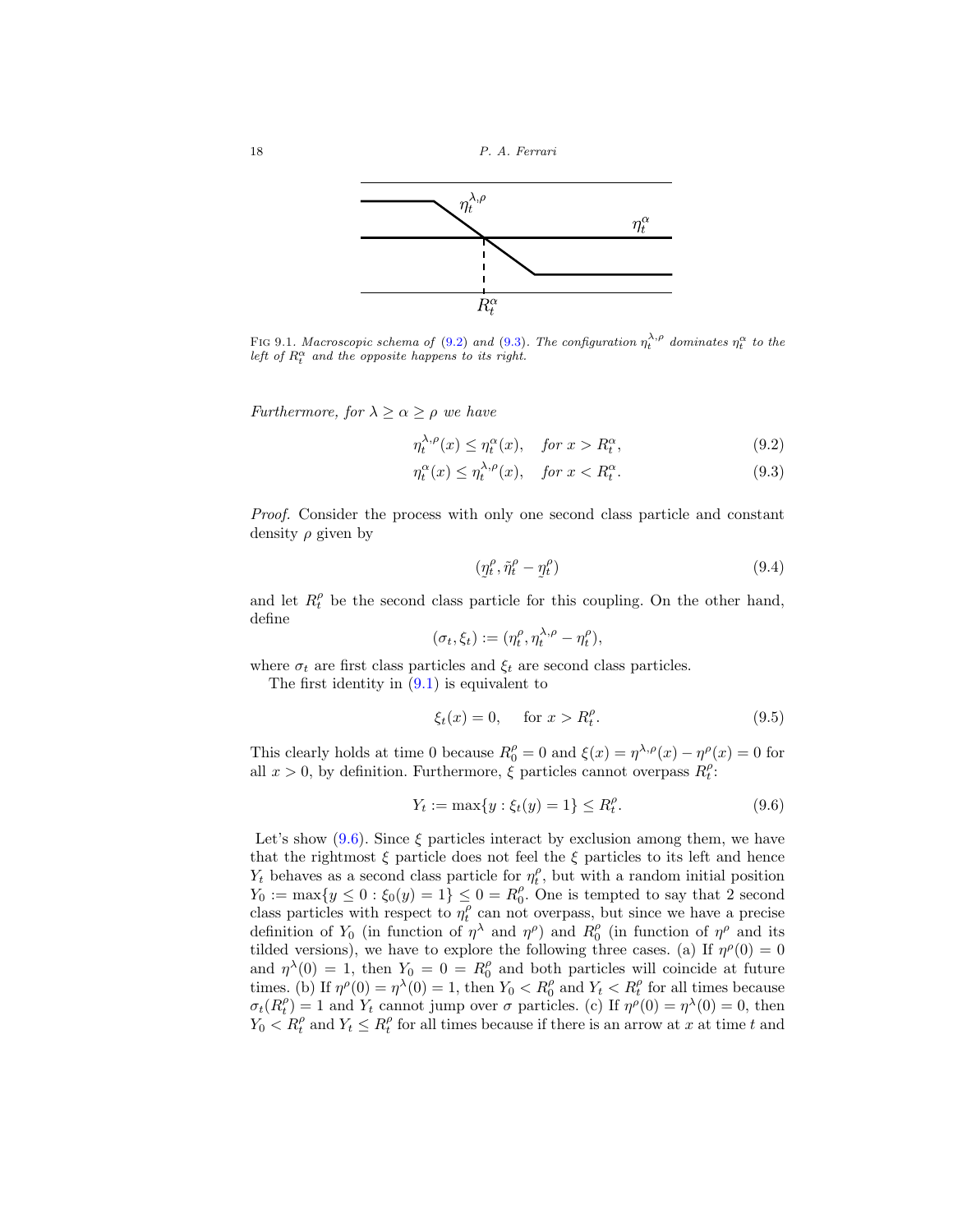Fig 9.1. *Macroscopic schema of (9.2) and (9.3). The configuration $\eta_t^{\lambda,\rho}$ dominates $\eta_t^\alpha$ to the left of $R_t^\alpha$ and the opposite happens to its right.*

*Furthermore, for $\lambda \geq \alpha \geq \rho$ we have*

$$\eta_t^{\lambda,\rho}(x) \leq \eta_t^\alpha(x), \quad \textit{for } x > R_t^\alpha, \tag{9.2}$$

$$\eta_t^\alpha(x) \leq \eta_t^{\lambda,\rho}(x), \quad \textit{for } x < R_t^\alpha. \tag{9.3}$$

*Proof.* Consider the process with only one second class particle and constant density $\rho$ given by

$$(\eta_t^\rho, \tilde{\eta}_t^\rho - \eta_t^\rho) \tag{9.4}$$

and let $R_t^\rho$ be the second class particle for this coupling. On the other hand, define

$$(\sigma_t, \xi_t) := (\eta_t^\rho, \eta_t^{\lambda,\rho} - \eta_t^\rho),$$

where $\sigma_t$ are first class particles and $\xi_t$ are second class particles.

The first identity in (9.1) is equivalent to

$$\xi_t(x) = 0, \quad \text{for } x > R_t^\rho. \tag{9.5}$$

This clearly holds at time 0 because $R_0^\rho = 0$ and $\xi(x) = \eta^{\lambda,\rho}(x) - \eta^\rho(x) = 0$ for all $x > 0$, by definition. Furthermore, $\xi$ particles cannot overpass $R_t^\rho$:

$$Y_t := \max\{y : \xi_t(y) = 1\} \leq R_t^\rho. \tag{9.6}$$

Let's show (9.6). Since $\xi$ particles interact by exclusion among them, we have that the rightmost $\xi$ particle does not feel the $\xi$ particles to its left and hence $Y_t$ behaves as a second class particle for $\eta_t^\rho$, but with a random initial position $Y_0 := \max\{y \leq 0 : \xi_0(y) = 1\} \leq 0 = R_0^\rho$. One is tempted to say that 2 second class particles with respect to $\eta_t^\rho$ can not overpass, but since we have a precise definition of $Y_0$ (in function of $\eta^\lambda$ and $\eta^\rho$) and $R_0^\rho$ (in function of $\eta^\rho$ and its tilded versions), we have to explore the following three cases. (a) If $\eta^\rho(0) = 0$ and $\eta^\lambda(0) = 1$, then $Y_0 = 0 = R_0^\rho$ and both particles will coincide at future times. (b) If $\eta^\rho(0) = \eta^\lambda(0) = 1$, then $Y_0 < R_0^\rho$ and $Y_t < R_t^\rho$ for all times because $\sigma_t(R_t^\rho) = 1$ and $Y_t$ cannot jump over $\sigma$ particles. (c) If $\eta^\rho(0) = \eta^\lambda(0) = 0$, then $Y_0 < R_t^\rho$ and $Y_t \leq R_t^\rho$ for all times because if there is an arrow at $x$ at time $t$ and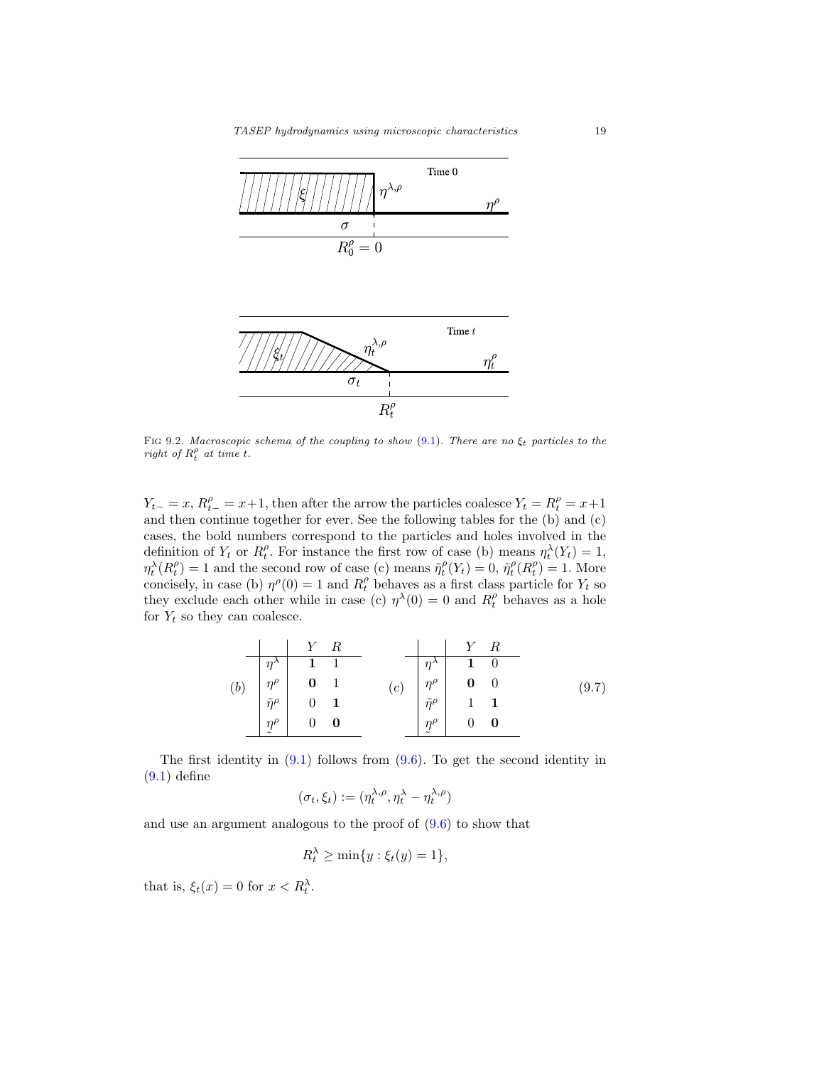FIG 9.2. *Macroscopic schema of the coupling to show (9.1). There are no $\xi_t$ particles to the right of $R_t^\rho$ at time $t$.*

$Y_{t-} = x$, $R_{t-}^\rho = x+1$, then after the arrow the particles coalesce $Y_t = R_t^\rho = x+1$ and then continue together for ever. See the following tables for the (b) and (c) cases, the bold numbers correspond to the particles and holes involved in the definition of $Y_t$ or $R_t^\rho$. For instance the first row of case (b) means $\eta_t^\lambda(Y_t) = 1$, $\eta_t^\lambda(R_t^\rho) = 1$ and the second row of case (c) means $\tilde\eta_t^\rho(Y_t) = 0$, $\tilde\eta_t^\rho(R_t^\rho) = 1$. More concisely, in case (b) $\eta^\rho(0) = 1$ and $R_t^\rho$ behaves as a first class particle for $Y_t$ so they exclude each other while in case (c) $\eta^\lambda(0) = 0$ and $R_t^\rho$ behaves as a hole for $Y_t$ so they can coalesce.

(b)

| | $Y$ | $R$ |
|---|---|---|
| $\eta^\lambda$ | **1** | 1 |
| $\eta^\rho$ | **0** | 1 |
| $\tilde\eta^\rho$ | 0 | **1** |
| $\underset{\sim}{\eta}^\rho$ | 0 | **0** |

(c)

| | $Y$ | $R$ |
|---|---|---|
| $\eta^\lambda$ | **1** | 0 |
| $\eta^\rho$ | **0** | 0 |
| $\tilde\eta^\rho$ | 1 | **1** |
| $\underset{\sim}{\eta}^\rho$ | 0 | **0** |

(9.7)

The first identity in (9.1) follows from (9.6). To get the second identity in (9.1) define

$$(\sigma_t, \xi_t) := (\eta_t^{\lambda,\rho}, \eta_t^\lambda - \eta_t^{\lambda,\rho})$$

and use an argument analogous to the proof of (9.6) to show that

$$R_t^\lambda \geq \min\{y : \xi_t(y) = 1\},$$

that is, $\xi_t(x) = 0$ for $x < R_t^\lambda$.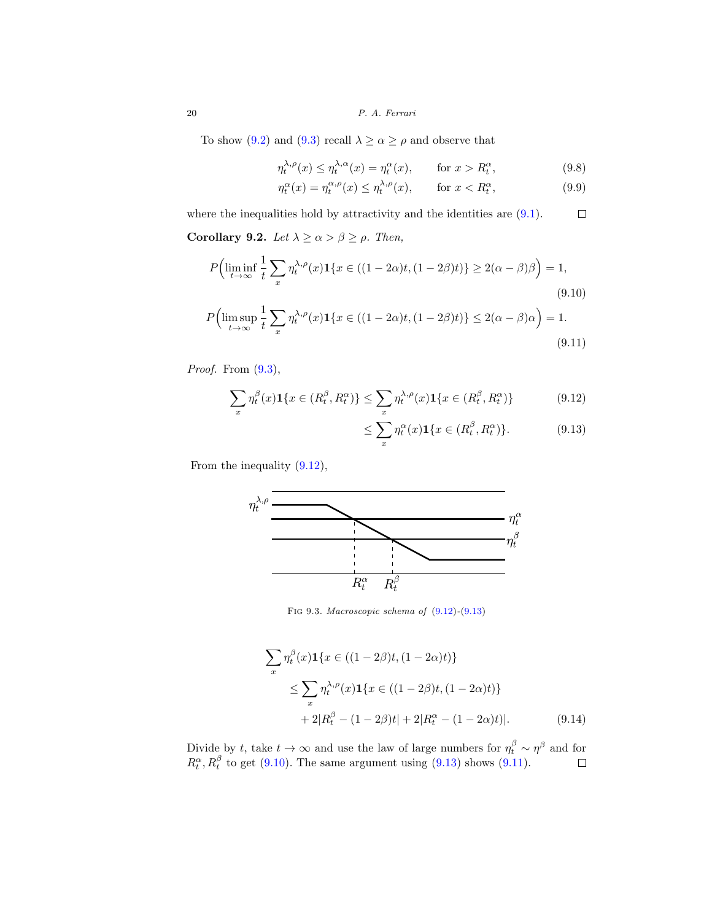To show (9.2) and (9.3) recall $\lambda \geq \alpha \geq \rho$ and observe that

$$\eta_t^{\lambda,\rho}(x) \leq \eta_t^{\lambda,\alpha}(x) = \eta_t^{\alpha}(x), \qquad \text{for } x > R_t^{\alpha}, \tag{9.8}$$

$$\eta_t^{\alpha}(x) = \eta_t^{\alpha,\rho}(x) \leq \eta_t^{\lambda,\rho}(x), \qquad \text{for } x < R_t^{\alpha}, \tag{9.9}$$

where the inequalities hold by attractivity and the identities are (9.1). □

**Corollary 9.2.** *Let $\lambda \geq \alpha > \beta \geq \rho$. Then,*

$$P\Big(\liminf_{t\to\infty} \frac{1}{t}\sum_x \eta_t^{\lambda,\rho}(x)\mathbf{1}\{x \in ((1-2\alpha)t,(1-2\beta)t)\} \geq 2(\alpha-\beta)\beta\Big) = 1, \tag{9.10}$$

$$P\Big(\limsup_{t\to\infty} \frac{1}{t}\sum_x \eta_t^{\lambda,\rho}(x)\mathbf{1}\{x \in ((1-2\alpha)t,(1-2\beta)t)\} \leq 2(\alpha-\beta)\alpha\Big) = 1. \tag{9.11}$$

*Proof.* From (9.3),

$$\sum_x \eta_t^{\beta}(x)\mathbf{1}\{x \in (R_t^{\beta}, R_t^{\alpha})\} \leq \sum_x \eta_t^{\lambda,\rho}(x)\mathbf{1}\{x \in (R_t^{\beta}, R_t^{\alpha})\} \tag{9.12}$$

$$\leq \sum_x \eta_t^{\alpha}(x)\mathbf{1}\{x \in (R_t^{\beta}, R_t^{\alpha})\}. \tag{9.13}$$

From the inequality (9.12),

FIG 9.3. *Macroscopic schema of* (9.12)-(9.13)

$$\begin{aligned}\sum_x \eta_t^{\beta}(x)&\mathbf{1}\{x \in ((1-2\beta)t,(1-2\alpha)t)\}\\ &\leq \sum_x \eta_t^{\lambda,\rho}(x)\mathbf{1}\{x \in ((1-2\beta)t,(1-2\alpha)t)\}\\ &\quad + 2|R_t^{\beta}-(1-2\beta)t| + 2|R_t^{\alpha}-(1-2\alpha)t)|.\end{aligned} \tag{9.14}$$

Divide by $t$, take $t \to \infty$ and use the law of large numbers for $\eta_t^{\beta} \sim \eta^{\beta}$ and for $R_t^{\alpha}, R_t^{\beta}$ to get (9.10). The same argument using (9.13) shows (9.11). □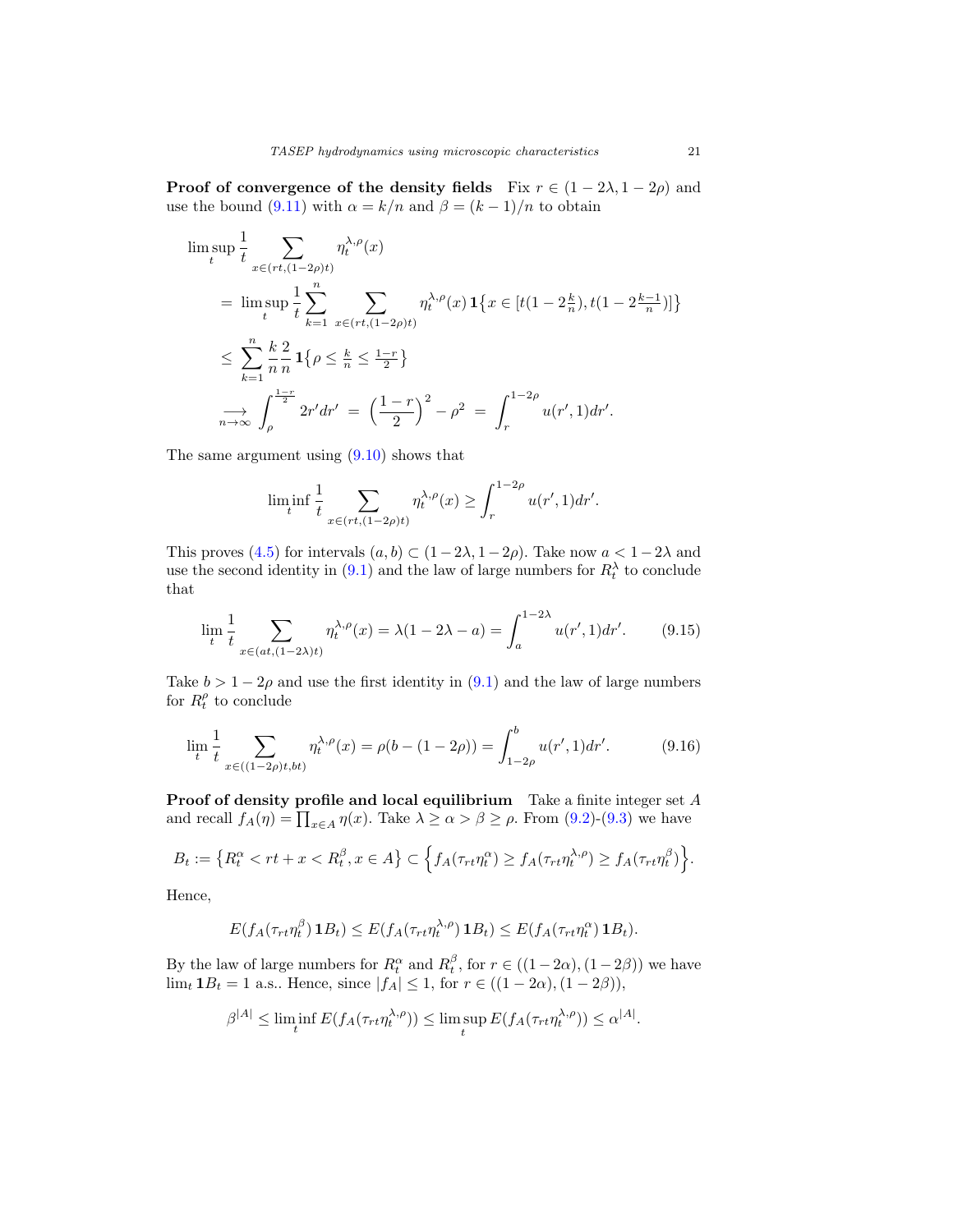**Proof of convergence of the density fields** Fix $r \in (1-2\lambda, 1-2\rho)$ and use the bound (9.11) with $\alpha = k/n$ and $\beta = (k-1)/n$ to obtain

$$
\begin{aligned}
\limsup_t \frac{1}{t} \sum_{x\in(rt,(1-2\rho)t)} \eta_t^{\lambda,\rho}(x) &= \limsup_t \frac{1}{t} \sum_{k=1}^{n} \sum_{x\in(rt,(1-2\rho)t)} \eta_t^{\lambda,\rho}(x)\, \mathbf{1}\big\{x \in [t(1-2\tfrac{k}{n}), t(1-2\tfrac{k-1}{n})]\big\} \\
&\le \sum_{k=1}^{n} \frac{k}{n}\frac{2}{n}\, \mathbf{1}\big\{\rho \le \tfrac{k}{n} \le \tfrac{1-r}{2}\big\} \\
&\underset{n\to\infty}{\longrightarrow} \int_{\rho}^{\frac{1-r}{2}} 2r'dr' \;=\; \Big(\frac{1-r}{2}\Big)^2 - \rho^2 \;=\; \int_r^{1-2\rho} u(r',1)dr'.
\end{aligned}
$$

The same argument using (9.10) shows that

$$
\liminf_t \frac{1}{t} \sum_{x\in(rt,(1-2\rho)t)} \eta_t^{\lambda,\rho}(x) \ge \int_r^{1-2\rho} u(r',1)dr'.
$$

This proves (4.5) for intervals $(a,b) \subset (1-2\lambda, 1-2\rho)$. Take now $a < 1-2\lambda$ and use the second identity in (9.1) and the law of large numbers for $R_t^\lambda$ to conclude that

$$
\lim_t \frac{1}{t} \sum_{x\in(at,(1-2\lambda)t)} \eta_t^{\lambda,\rho}(x) = \lambda(1-2\lambda-a) = \int_a^{1-2\lambda} u(r',1)dr'. \tag{9.15}
$$

Take $b > 1-2\rho$ and use the first identity in (9.1) and the law of large numbers for $R_t^\rho$ to conclude

$$
\lim_t \frac{1}{t} \sum_{x\in((1-2\rho)t,bt)} \eta_t^{\lambda,\rho}(x) = \rho(b-(1-2\rho)) = \int_{1-2\rho}^{b} u(r',1)dr'. \tag{9.16}
$$

**Proof of density profile and local equilibrium** Take a finite integer set $A$ and recall $f_A(\eta) = \prod_{x\in A}\eta(x)$. Take $\lambda \ge \alpha > \beta \ge \rho$. From (9.2)-(9.3) we have

$$
B_t := \big\{R_t^\alpha < rt + x < R_t^\beta, x \in A\big\} \subset \Big\{f_A(\tau_{rt}\eta_t^\alpha) \ge f_A(\tau_{rt}\eta_t^{\lambda,\rho}) \ge f_A(\tau_{rt}\eta_t^\beta)\Big\}.
$$

Hence,

$$
E(f_A(\tau_{rt}\eta_t^\beta)\,\mathbf{1}B_t) \le E(f_A(\tau_{rt}\eta_t^{\lambda,\rho})\,\mathbf{1}B_t) \le E(f_A(\tau_{rt}\eta_t^\alpha)\,\mathbf{1}B_t).
$$

By the law of large numbers for $R_t^\alpha$ and $R_t^\beta$, for $r \in ((1-2\alpha),(1-2\beta))$ we have $\lim_t \mathbf{1}B_t = 1$ a.s.. Hence, since $|f_A| \le 1$, for $r \in ((1-2\alpha),(1-2\beta))$,

$$
\beta^{|A|} \le \liminf_t E(f_A(\tau_{rt}\eta_t^{\lambda,\rho})) \le \limsup_t E(f_A(\tau_{rt}\eta_t^{\lambda,\rho})) \le \alpha^{|A|}.
$$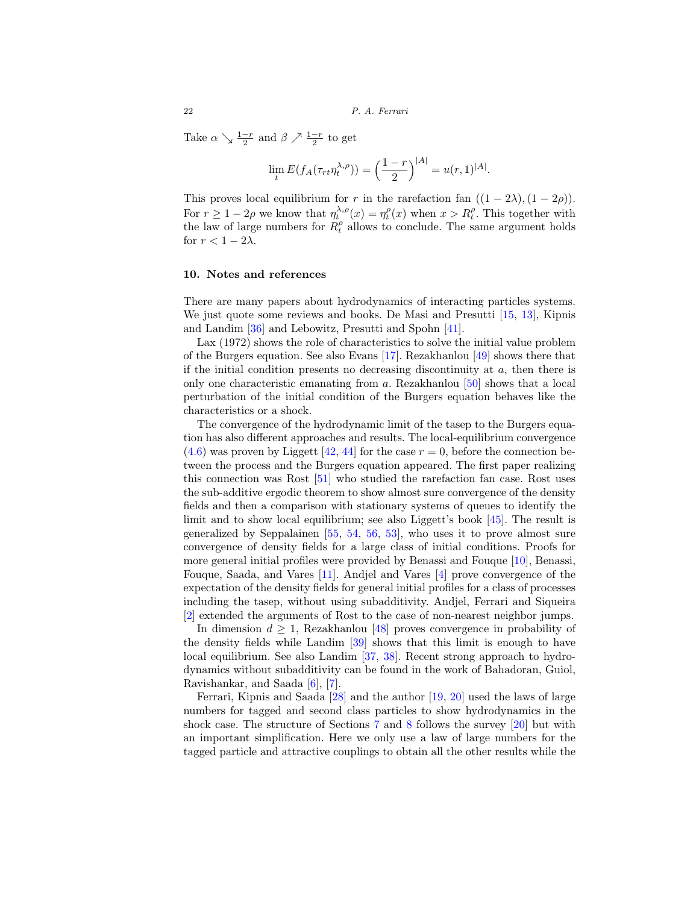Take $\alpha \searrow \frac{1-r}{2}$ and $\beta \nearrow \frac{1-r}{2}$ to get

$$\lim_t E(f_A(\tau_{rt}\eta_t^{\lambda,\rho})) = \Big(\frac{1-r}{2}\Big)^{|A|} = u(r,1)^{|A|}.$$

This proves local equilibrium for $r$ in the rarefaction fan $((1-2\lambda),(1-2\rho))$. For $r \ge 1-2\rho$ we know that $\eta_t^{\lambda,\rho}(x) = \eta_t^{\rho}(x)$ when $x > R_t^{\rho}$. This together with the law of large numbers for $R_t^{\rho}$ allows to conclude. The same argument holds for $r < 1-2\lambda$.

## 10. Notes and references

There are many papers about hydrodynamics of interacting particles systems. We just quote some reviews and books. De Masi and Presutti [15, 13], Kipnis and Landim [36] and Lebowitz, Presutti and Spohn [41].

Lax (1972) shows the role of characteristics to solve the initial value problem of the Burgers equation. See also Evans [17]. Rezakhanlou [49] shows there that if the initial condition presents no decreasing discontinuity at $a$, then there is only one characteristic emanating from $a$. Rezakhanlou [50] shows that a local perturbation of the initial condition of the Burgers equation behaves like the characteristics or a shock.

The convergence of the hydrodynamic limit of the tasep to the Burgers equation has also different approaches and results. The local-equilibrium convergence (4.6) was proven by Liggett [42, 44] for the case $r = 0$, before the connection between the process and the Burgers equation appeared. The first paper realizing this connection was Rost [51] who studied the rarefaction fan case. Rost uses the sub-additive ergodic theorem to show almost sure convergence of the density fields and then a comparison with stationary systems of queues to identify the limit and to show local equilibrium; see also Liggett's book [45]. The result is generalized by Seppalainen [55, 54, 56, 53], who uses it to prove almost sure convergence of density fields for a large class of initial conditions. Proofs for more general initial profiles were provided by Benassi and Fouque [10], Benassi, Fouque, Saada, and Vares [11]. Andjel and Vares [4] prove convergence of the expectation of the density fields for general initial profiles for a class of processes including the tasep, without using subadditivity. Andjel, Ferrari and Siqueira [2] extended the arguments of Rost to the case of non-nearest neighbor jumps.

In dimension $d \ge 1$, Rezakhanlou [48] proves convergence in probability of the density fields while Landim [39] shows that this limit is enough to have local equilibrium. See also Landim [37, 38]. Recent strong approach to hydrodynamics without subadditivity can be found in the work of Bahadoran, Guiol, Ravishankar, and Saada [6], [7].

Ferrari, Kipnis and Saada [28] and the author [19, 20] used the laws of large numbers for tagged and second class particles to show hydrodynamics in the shock case. The structure of Sections 7 and 8 follows the survey [20] but with an important simplification. Here we only use a law of large numbers for the tagged particle and attractive couplings to obtain all the other results while the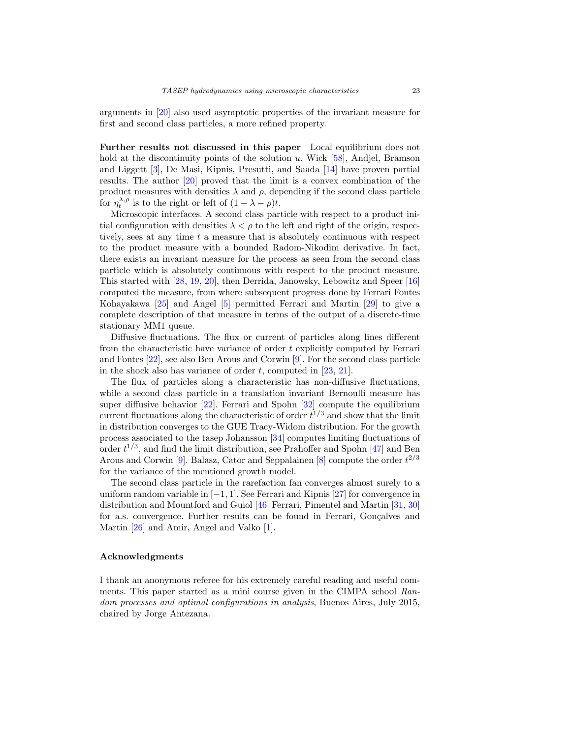arguments in [20] also used asymptotic properties of the invariant measure for first and second class particles, a more refined property.

**Further results not discussed in this paper** Local equilibrium does not hold at the discontinuity points of the solution $u$. Wick [58], Andjel, Bramson and Liggett [3], De Masi, Kipnis, Presutti, and Saada [14] have proven partial results. The author [20] proved that the limit is a convex combination of the product measures with densities $\lambda$ and $\rho$, depending if the second class particle for $\eta_t^{\lambda,\rho}$ is to the right or left of $(1 - \lambda - \rho)t$.

Microscopic interfaces. A second class particle with respect to a product initial configuration with densities $\lambda < \rho$ to the left and right of the origin, respectively, sees at any time $t$ a measure that is absolutely continuous with respect to the product measure with a bounded Radom-Nikodim derivative. In fact, there exists an invariant measure for the process as seen from the second class particle which is absolutely continuous with respect to the product measure. This started with [28, 19, 20], then Derrida, Janowsky, Lebowitz and Speer [16] computed the measure, from where subsequent progress done by Ferrari Fontes Kohayakawa [25] and Angel [5] permitted Ferrari and Martin [29] to give a complete description of that measure in terms of the output of a discrete-time stationary MM1 queue.

Diffusive fluctuations. The flux or current of particles along lines different from the characteristic have variance of order $t$ explicitly computed by Ferrari and Fontes [22], see also Ben Arous and Corwin [9]. For the second class particle in the shock also has variance of order $t$, computed in [23, 21].

The flux of particles along a characteristic has non-diffusive fluctuations, while a second class particle in a translation invariant Bernoulli measure has super diffusive behavior [22]. Ferrari and Spohn [32] compute the equilibrium current fluctuations along the characteristic of order $t^{1/3}$ and show that the limit in distribution converges to the GUE Tracy-Widom distribution. For the growth process associated to the tasep Johansson [34] computes limiting fluctuations of order $t^{1/3}$, and find the limit distribution, see Prahoffer and Spohn [47] and Ben Arous and Corwin [9]. Balasz, Cator and Seppalainen [8] compute the order $t^{2/3}$ for the variance of the mentioned growth model.

The second class particle in the rarefaction fan converges almost surely to a uniform random variable in $[-1, 1]$. See Ferrari and Kipnis [27] for convergence in distribution and Mountford and Guiol [46] Ferrari, Pimentel and Martin [31, 30] for a.s. convergence. Further results can be found in Ferrari, Gonçalves and Martin [26] and Amir, Angel and Valko [1].

### Acknowledgments

I thank an anonymous referee for his extremely careful reading and useful comments. This paper started as a mini course given in the CIMPA school *Random processes and optimal configurations in analysis*, Buenos Aires, July 2015, chaired by Jorge Antezana.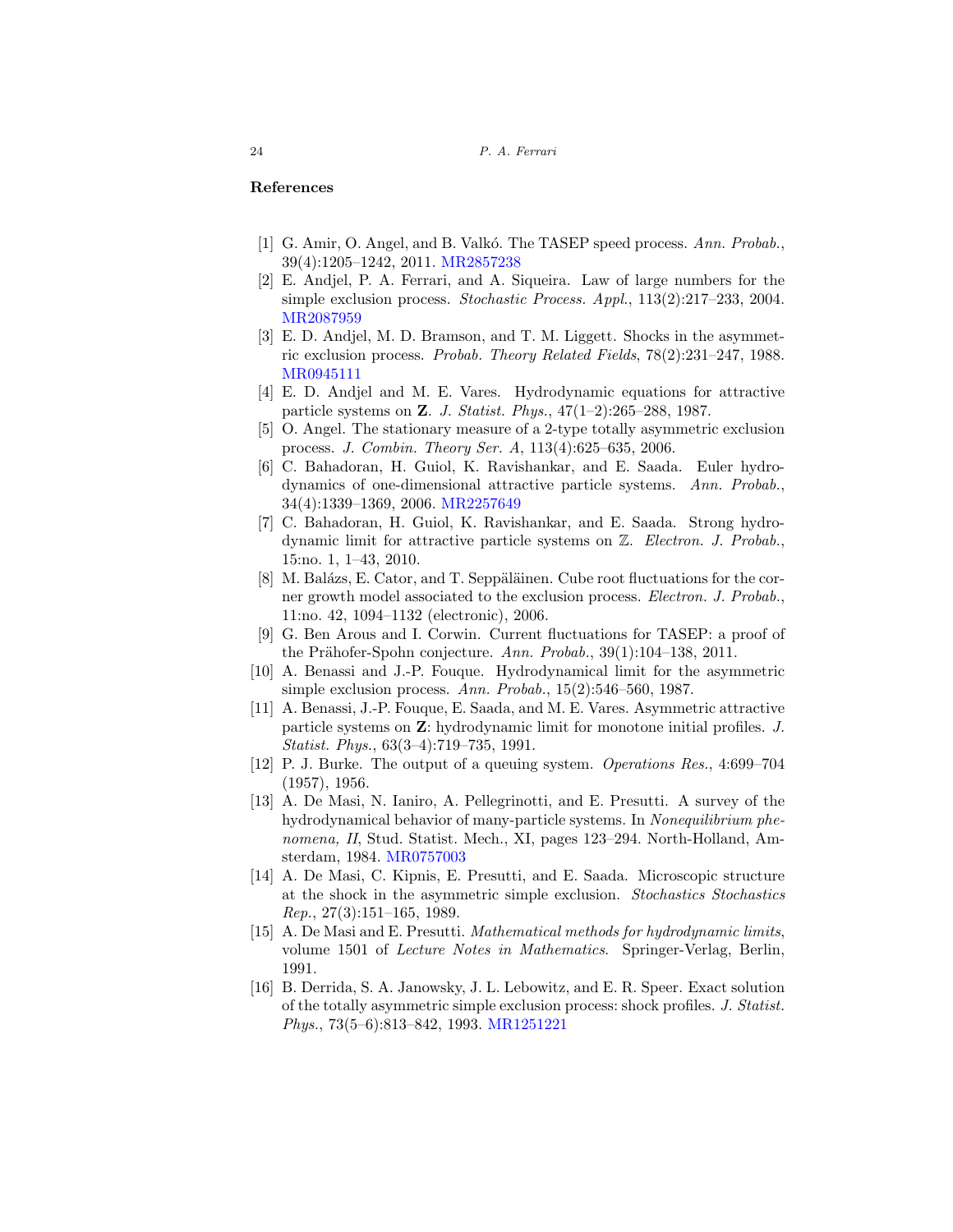## References

[1] G. Amir, O. Angel, and B. Valkó. The TASEP speed process. *Ann. Probab.*, 39(4):1205–1242, 2011. MR2857238

[2] E. Andjel, P. A. Ferrari, and A. Siqueira. Law of large numbers for the simple exclusion process. *Stochastic Process. Appl.*, 113(2):217–233, 2004. MR2087959

[3] E. D. Andjel, M. D. Bramson, and T. M. Liggett. Shocks in the asymmetric exclusion process. *Probab. Theory Related Fields*, 78(2):231–247, 1988. MR0945111

[4] E. D. Andjel and M. E. Vares. Hydrodynamic equations for attractive particle systems on $\mathbf{Z}$. *J. Statist. Phys.*, 47(1–2):265–288, 1987.

[5] O. Angel. The stationary measure of a 2-type totally asymmetric exclusion process. *J. Combin. Theory Ser. A*, 113(4):625–635, 2006.

[6] C. Bahadoran, H. Guiol, K. Ravishankar, and E. Saada. Euler hydrodynamics of one-dimensional attractive particle systems. *Ann. Probab.*, 34(4):1339–1369, 2006. MR2257649

[7] C. Bahadoran, H. Guiol, K. Ravishankar, and E. Saada. Strong hydrodynamic limit for attractive particle systems on $\mathbb{Z}$. *Electron. J. Probab.*, 15:no. 1, 1–43, 2010.

[8] M. Balázs, E. Cator, and T. Seppäläinen. Cube root fluctuations for the corner growth model associated to the exclusion process. *Electron. J. Probab.*, 11:no. 42, 1094–1132 (electronic), 2006.

[9] G. Ben Arous and I. Corwin. Current fluctuations for TASEP: a proof of the Prähofer-Spohn conjecture. *Ann. Probab.*, 39(1):104–138, 2011.

[10] A. Benassi and J.-P. Fouque. Hydrodynamical limit for the asymmetric simple exclusion process. *Ann. Probab.*, 15(2):546–560, 1987.

[11] A. Benassi, J.-P. Fouque, E. Saada, and M. E. Vares. Asymmetric attractive particle systems on $\mathbf{Z}$: hydrodynamic limit for monotone initial profiles. *J. Statist. Phys.*, 63(3–4):719–735, 1991.

[12] P. J. Burke. The output of a queuing system. *Operations Res.*, 4:699–704 (1957), 1956.

[13] A. De Masi, N. Ianiro, A. Pellegrinotti, and E. Presutti. A survey of the hydrodynamical behavior of many-particle systems. In *Nonequilibrium phenomena, II*, Stud. Statist. Mech., XI, pages 123–294. North-Holland, Amsterdam, 1984. MR0757003

[14] A. De Masi, C. Kipnis, E. Presutti, and E. Saada. Microscopic structure at the shock in the asymmetric simple exclusion. *Stochastics Stochastics Rep.*, 27(3):151–165, 1989.

[15] A. De Masi and E. Presutti. *Mathematical methods for hydrodynamic limits*, volume 1501 of *Lecture Notes in Mathematics*. Springer-Verlag, Berlin, 1991.

[16] B. Derrida, S. A. Janowsky, J. L. Lebowitz, and E. R. Speer. Exact solution of the totally asymmetric simple exclusion process: shock profiles. *J. Statist. Phys.*, 73(5–6):813–842, 1993. MR1251221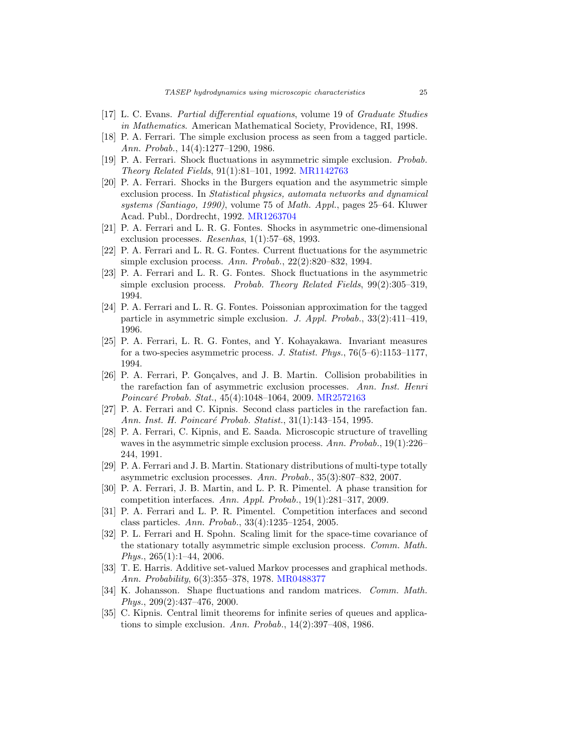[17] L. C. Evans. *Partial differential equations*, volume 19 of *Graduate Studies in Mathematics*. American Mathematical Society, Providence, RI, 1998.

[18] P. A. Ferrari. The simple exclusion process as seen from a tagged particle. *Ann. Probab.*, 14(4):1277–1290, 1986.

[19] P. A. Ferrari. Shock fluctuations in asymmetric simple exclusion. *Probab. Theory Related Fields*, 91(1):81–101, 1992. MR1142763

[20] P. A. Ferrari. Shocks in the Burgers equation and the asymmetric simple exclusion process. In *Statistical physics, automata networks and dynamical systems (Santiago, 1990)*, volume 75 of *Math. Appl.*, pages 25–64. Kluwer Acad. Publ., Dordrecht, 1992. MR1263704

[21] P. A. Ferrari and L. R. G. Fontes. Shocks in asymmetric one-dimensional exclusion processes. *Resenhas*, 1(1):57–68, 1993.

[22] P. A. Ferrari and L. R. G. Fontes. Current fluctuations for the asymmetric simple exclusion process. *Ann. Probab.*, 22(2):820–832, 1994.

[23] P. A. Ferrari and L. R. G. Fontes. Shock fluctuations in the asymmetric simple exclusion process. *Probab. Theory Related Fields*, 99(2):305–319, 1994.

[24] P. A. Ferrari and L. R. G. Fontes. Poissonian approximation for the tagged particle in asymmetric simple exclusion. *J. Appl. Probab.*, 33(2):411–419, 1996.

[25] P. A. Ferrari, L. R. G. Fontes, and Y. Kohayakawa. Invariant measures for a two-species asymmetric process. *J. Statist. Phys.*, 76(5–6):1153–1177, 1994.

[26] P. A. Ferrari, P. Gonçalves, and J. B. Martin. Collision probabilities in the rarefaction fan of asymmetric exclusion processes. *Ann. Inst. Henri Poincaré Probab. Stat.*, 45(4):1048–1064, 2009. MR2572163

[27] P. A. Ferrari and C. Kipnis. Second class particles in the rarefaction fan. *Ann. Inst. H. Poincaré Probab. Statist.*, 31(1):143–154, 1995.

[28] P. A. Ferrari, C. Kipnis, and E. Saada. Microscopic structure of travelling waves in the asymmetric simple exclusion process. *Ann. Probab.*, 19(1):226–244, 1991.

[29] P. A. Ferrari and J. B. Martin. Stationary distributions of multi-type totally asymmetric exclusion processes. *Ann. Probab.*, 35(3):807–832, 2007.

[30] P. A. Ferrari, J. B. Martin, and L. P. R. Pimentel. A phase transition for competition interfaces. *Ann. Appl. Probab.*, 19(1):281–317, 2009.

[31] P. A. Ferrari and L. P. R. Pimentel. Competition interfaces and second class particles. *Ann. Probab.*, 33(4):1235–1254, 2005.

[32] P. L. Ferrari and H. Spohn. Scaling limit for the space-time covariance of the stationary totally asymmetric simple exclusion process. *Comm. Math. Phys.*, 265(1):1–44, 2006.

[33] T. E. Harris. Additive set-valued Markov processes and graphical methods. *Ann. Probability*, 6(3):355–378, 1978. MR0488377

[34] K. Johansson. Shape fluctuations and random matrices. *Comm. Math. Phys.*, 209(2):437–476, 2000.

[35] C. Kipnis. Central limit theorems for infinite series of queues and applications to simple exclusion. *Ann. Probab.*, 14(2):397–408, 1986.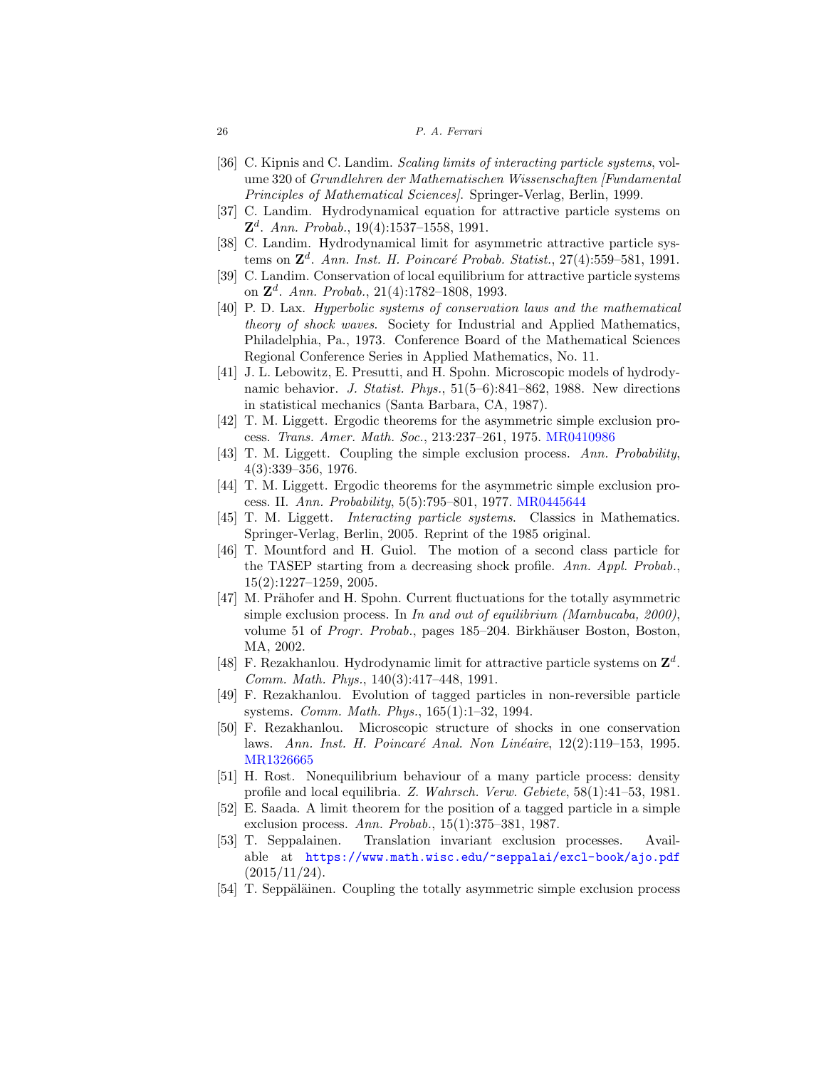[36] C. Kipnis and C. Landim. *Scaling limits of interacting particle systems*, volume 320 of *Grundlehren der Mathematischen Wissenschaften [Fundamental Principles of Mathematical Sciences]*. Springer-Verlag, Berlin, 1999.

[37] C. Landim. Hydrodynamical equation for attractive particle systems on $\mathbf{Z}^d$. *Ann. Probab.*, 19(4):1537–1558, 1991.

[38] C. Landim. Hydrodynamical limit for asymmetric attractive particle systems on $\mathbf{Z}^d$. *Ann. Inst. H. Poincaré Probab. Statist.*, 27(4):559–581, 1991.

[39] C. Landim. Conservation of local equilibrium for attractive particle systems on $\mathbf{Z}^d$. *Ann. Probab.*, 21(4):1782–1808, 1993.

[40] P. D. Lax. *Hyperbolic systems of conservation laws and the mathematical theory of shock waves*. Society for Industrial and Applied Mathematics, Philadelphia, Pa., 1973. Conference Board of the Mathematical Sciences Regional Conference Series in Applied Mathematics, No. 11.

[41] J. L. Lebowitz, E. Presutti, and H. Spohn. Microscopic models of hydrodynamic behavior. *J. Statist. Phys.*, 51(5–6):841–862, 1988. New directions in statistical mechanics (Santa Barbara, CA, 1987).

[42] T. M. Liggett. Ergodic theorems for the asymmetric simple exclusion process. *Trans. Amer. Math. Soc.*, 213:237–261, 1975. MR0410986

[43] T. M. Liggett. Coupling the simple exclusion process. *Ann. Probability*, 4(3):339–356, 1976.

[44] T. M. Liggett. Ergodic theorems for the asymmetric simple exclusion process. II. *Ann. Probability*, 5(5):795–801, 1977. MR0445644

[45] T. M. Liggett. *Interacting particle systems*. Classics in Mathematics. Springer-Verlag, Berlin, 2005. Reprint of the 1985 original.

[46] T. Mountford and H. Guiol. The motion of a second class particle for the TASEP starting from a decreasing shock profile. *Ann. Appl. Probab.*, 15(2):1227–1259, 2005.

[47] M. Prähofer and H. Spohn. Current fluctuations for the totally asymmetric simple exclusion process. In *In and out of equilibrium (Mambucaba, 2000)*, volume 51 of *Progr. Probab.*, pages 185–204. Birkhäuser Boston, Boston, MA, 2002.

[48] F. Rezakhanlou. Hydrodynamic limit for attractive particle systems on $\mathbf{Z}^d$. *Comm. Math. Phys.*, 140(3):417–448, 1991.

[49] F. Rezakhanlou. Evolution of tagged particles in non-reversible particle systems. *Comm. Math. Phys.*, 165(1):1–32, 1994.

[50] F. Rezakhanlou. Microscopic structure of shocks in one conservation laws. *Ann. Inst. H. Poincaré Anal. Non Linéaire*, 12(2):119–153, 1995. MR1326665

[51] H. Rost. Nonequilibrium behaviour of a many particle process: density profile and local equilibria. *Z. Wahrsch. Verw. Gebiete*, 58(1):41–53, 1981.

[52] E. Saada. A limit theorem for the position of a tagged particle in a simple exclusion process. *Ann. Probab.*, 15(1):375–381, 1987.

[53] T. Seppalainen. Translation invariant exclusion processes. Available at https://www.math.wisc.edu/~seppalai/excl-book/ajo.pdf (2015/11/24).

[54] T. Seppäläinen. Coupling the totally asymmetric simple exclusion process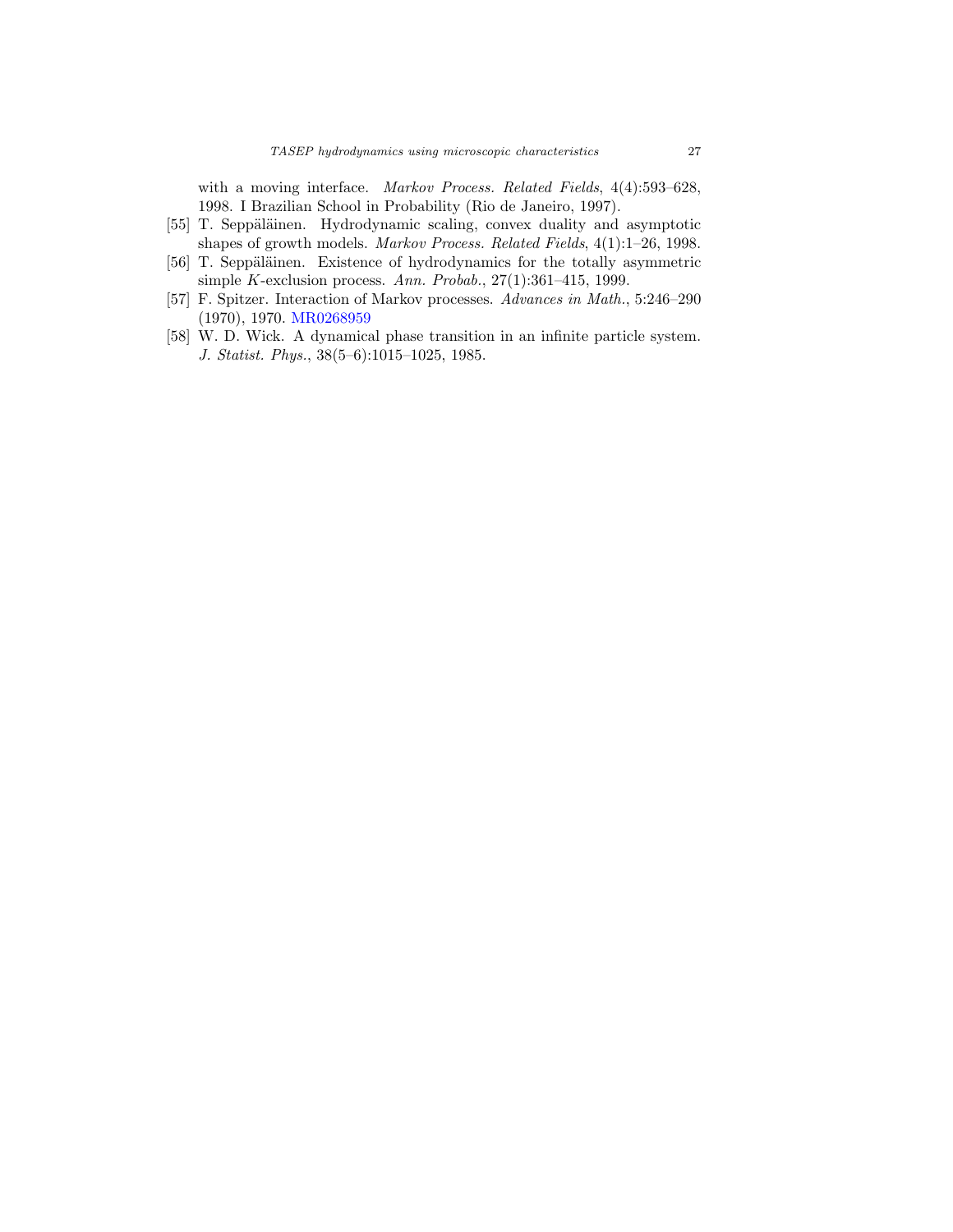with a moving interface. *Markov Process. Related Fields*, 4(4):593–628, 1998. I Brazilian School in Probability (Rio de Janeiro, 1997).

[55] T. Seppäläinen. Hydrodynamic scaling, convex duality and asymptotic shapes of growth models. *Markov Process. Related Fields*, 4(1):1–26, 1998.

[56] T. Seppäläinen. Existence of hydrodynamics for the totally asymmetric simple $K$-exclusion process. *Ann. Probab.*, 27(1):361–415, 1999.

[57] F. Spitzer. Interaction of Markov processes. *Advances in Math.*, 5:246–290 (1970), 1970. MR0268959

[58] W. D. Wick. A dynamical phase transition in an infinite particle system. *J. Statist. Phys.*, 38(5–6):1015–1025, 1985.